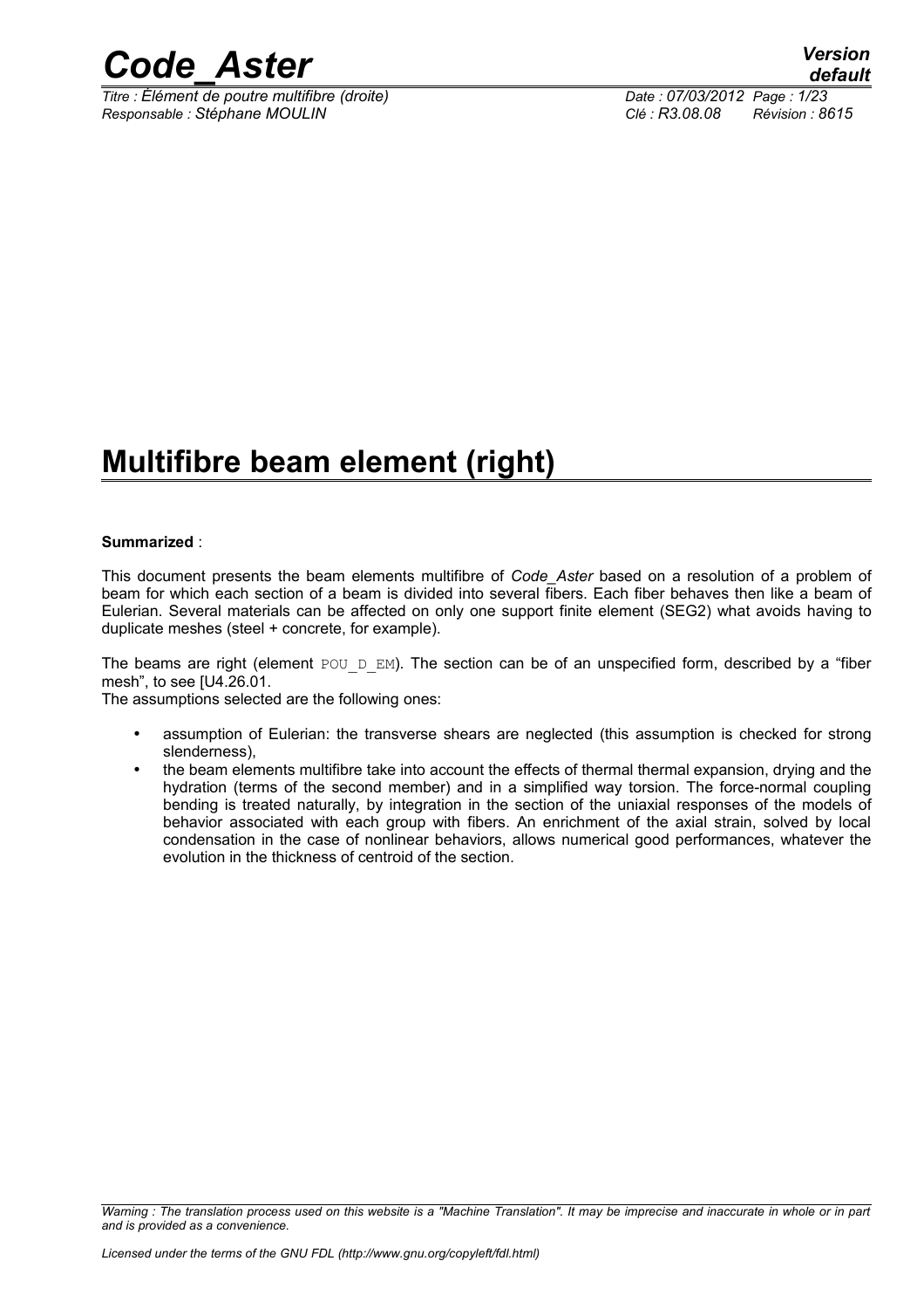# Multifibre beam element (right)

**Summarized** :

This document presents the beam elements multifibre of *Code_Aster* based on a resolution of a problem of beam for which each section of a beam is divided into several fibers. Each fiber behaves then like a beam of Eulerian. Several materials can be affected on only one support finite element (SEG2) what avoids having to duplicate meshes (steel + concrete, for example).

The beams are right (element POU_D_EM). The section can be of an unspecified form, described by a "fiber mesh", to see [U4.26.01.

The assumptions selected are the following ones:

- assumption of Eulerian: the transverse shears are neglected (this assumption is checked for strong slenderness),
- the beam elements multifibre take into account the effects of thermal thermal expansion, drying and the hydration (terms of the second member) and in a simplified way torsion. The force-normal coupling bending is treated naturally, by integration in the section of the uniaxial responses of the models of behavior associated with each group with fibers. An enrichment of the axial strain, solved by local condensation in the case of nonlinear behaviors, allows numerical good performances, whatever the evolution in the thickness of centroid of the section.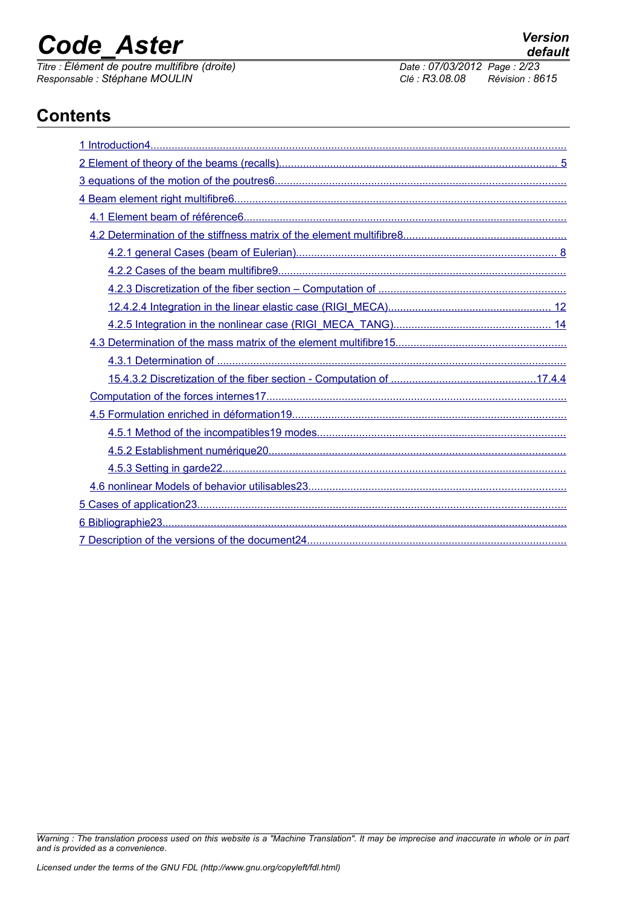# Contents

1 Introduction4
2 Element of theory of the beams (recalls) 5
3 equations of the motion of the poutres6
4 Beam element right multifibre6
- 4.1 Element beam of référence6
- 4.2 Determination of the stiffness matrix of the element multifibre8
  - 4.2.1 general Cases (beam of Eulerian) 8
  - 4.2.2 Cases of the beam multifibre9
  - 4.2.3 Discretization of the fiber section – Computation of
  - 12.4.2.4 Integration in the linear elastic case (RIGI_MECA) 12
  - 4.2.5 Integration in the nonlinear case (RIGI_MECA_TANG) 14
- 4.3 Determination of the mass matrix of the element multifibre15
  - 4.3.1 Determination of
  - 15.4.3.2 Discretization of the fiber section - Computation of 17.4.4
- Computation of the forces internes17
- 4.5 Formulation enriched in déformation19
  - 4.5.1 Method of the incompatibles19 modes
  - 4.5.2 Establishment numérique20
  - 4.5.3 Setting in garde22
- 4.6 nonlinear Models of behavior utilisables23

5 Cases of application23
6 Bibliographie23
7 Description of the versions of the document24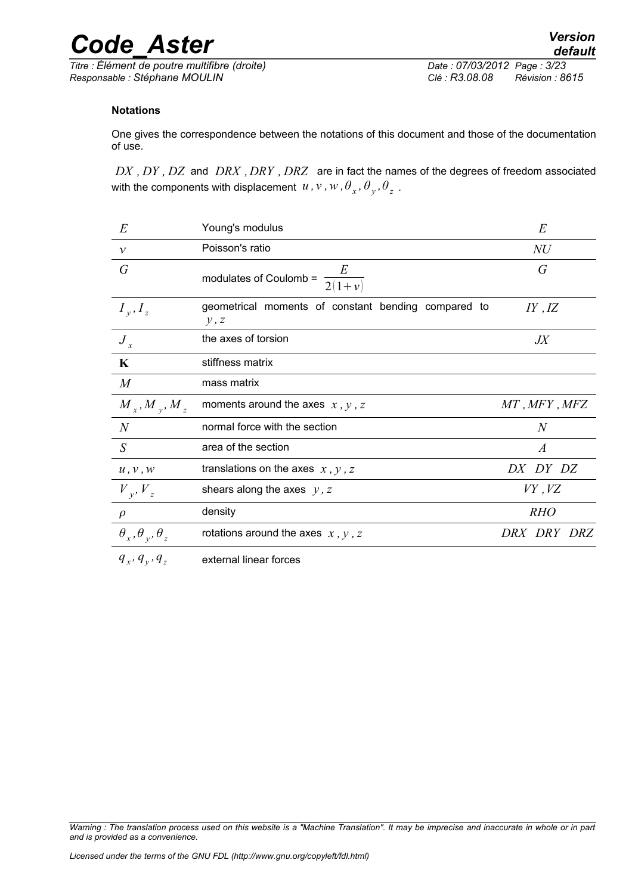**Notations**

One gives the correspondence between the notations of this document and those of the documentation of use.

$DX$ , $DY$ , $DZ$ and $DRX$ , $DRY$ , $DRZ$ are in fact the names of the degrees of freedom associated with the components with displacement $u, v, w, \theta_x, \theta_y, \theta_z$ .

| | | |
|---|---|---|
| $E$ | Young's modulus | $E$ |
| $\nu$ | Poisson's ratio | $NU$ |
| $G$ | modulates of Coulomb = $\dfrac{E}{2(1+\nu)}$ | $G$ |
| $I_y, I_z$ | geometrical moments of constant bending compared to $y, z$ | $IY$ , $IZ$ |
| $J_x$ | the axes of torsion | $JX$ |
| $\mathbf{K}$ | stiffness matrix | |
| $M$ | mass matrix | |
| $M_x, M_y, M_z$ | moments around the axes $x, y, z$ | $MT$ , $MFY$ , $MFZ$ |
| $N$ | normal force with the section | $N$ |
| $S$ | area of the section | $A$ |
| $u, v, w$ | translations on the axes $x, y, z$ | $DX$ $DY$ $DZ$ |
| $V_y, V_z$ | shears along the axes $y, z$ | $VY$ , $VZ$ |
| $\rho$ | density | $RHO$ |
| $\theta_x, \theta_y, \theta_z$ | rotations around the axes $x, y, z$ | $DRX$ $DRY$ $DRZ$ |
| $q_x, q_y, q_z$ | external linear forces | |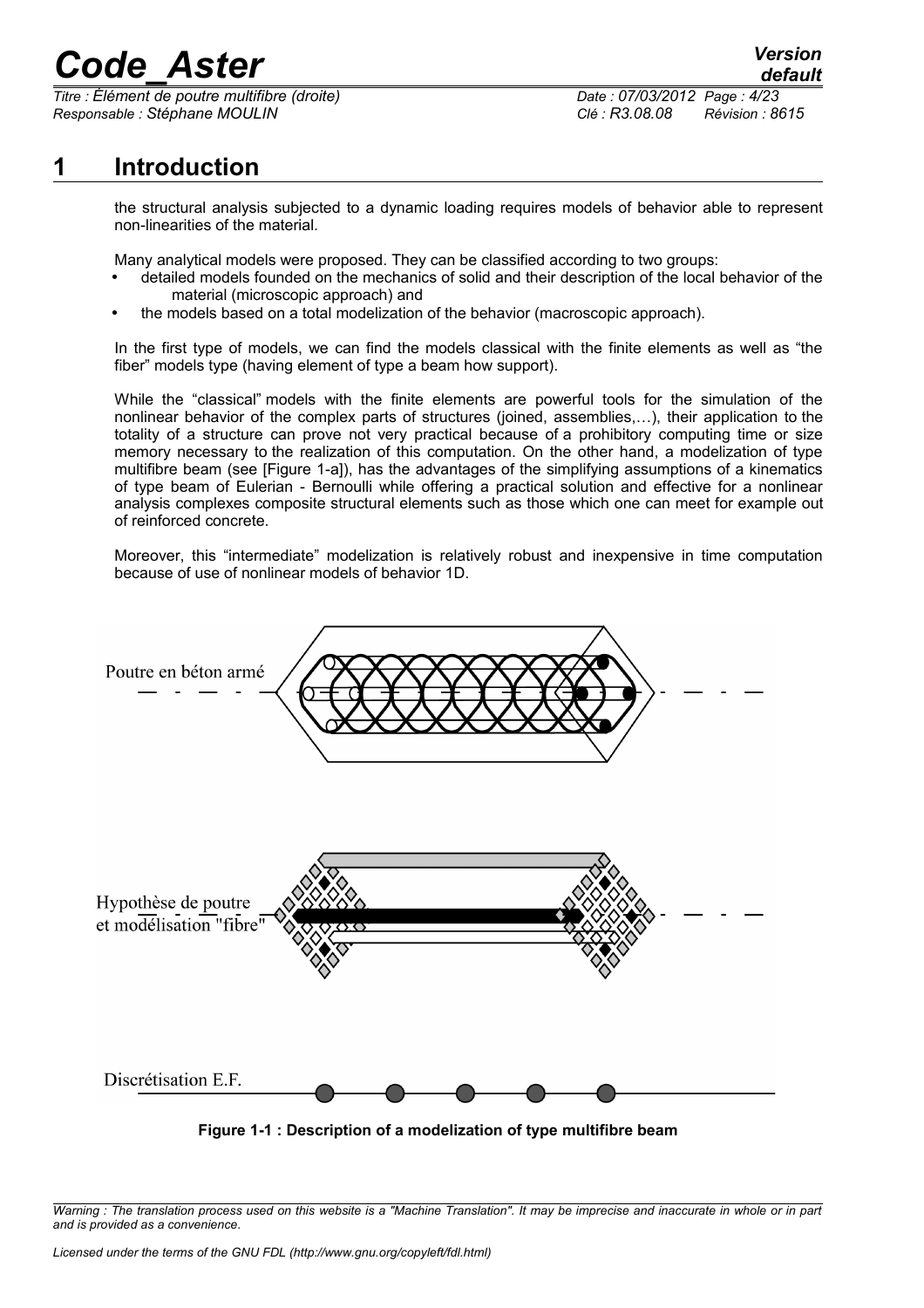# 1 Introduction

the structural analysis subjected to a dynamic loading requires models of behavior able to represent non-linearities of the material.

Many analytical models were proposed. They can be classified according to two groups:

- detailed models founded on the mechanics of solid and their description of the local behavior of the material (microscopic approach) and
- the models based on a total modelization of the behavior (macroscopic approach).

In the first type of models, we can find the models classical with the finite elements as well as "the fiber" models type (having element of type a beam how support).

While the "classical" models with the finite elements are powerful tools for the simulation of the nonlinear behavior of the complex parts of structures (joined, assemblies,…), their application to the totality of a structure can prove not very practical because of a prohibitory computing time or size memory necessary to the realization of this computation. On the other hand, a modelization of type multifibre beam (see [Figure 1-a]), has the advantages of the simplifying assumptions of a kinematics of type beam of Eulerian - Bernoulli while offering a practical solution and effective for a nonlinear analysis complexes composite structural elements such as those which one can meet for example out of reinforced concrete.

Moreover, this "intermediate" modelization is relatively robust and inexpensive in time computation because of use of nonlinear models of behavior 1D.

Poutre en béton armé

Hypothèse de poutre et modélisation "fibre"

Discrétisation E.F.

**Figure 1-1 : Description of a modelization of type multifibre beam**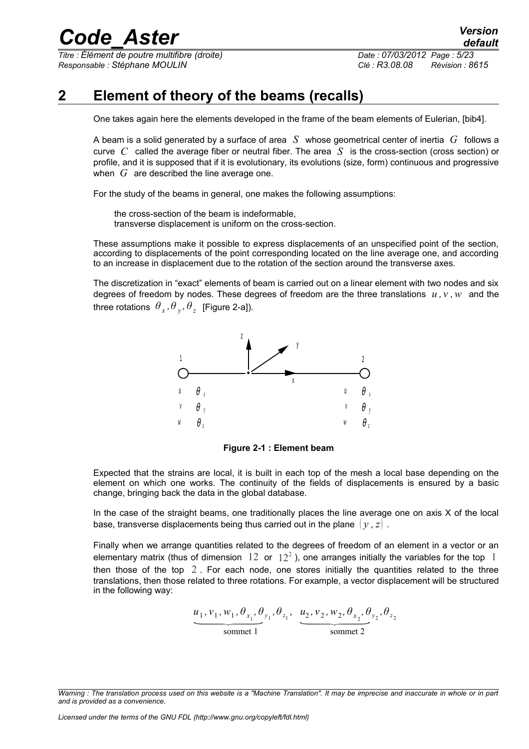# 2 Element of theory of the beams (recalls)

One takes again here the elements developed in the frame of the beam elements of Eulerian, [bib4].

A beam is a solid generated by a surface of area $S$ whose geometrical center of inertia $G$ follows a curve $C$ called the average fiber or neutral fiber. The area $S$ is the cross-section (cross section) or profile, and it is supposed that if it is evolutionary, its evolutions (size, form) continuous and progressive when $G$ are described the line average one.

For the study of the beams in general, one makes the following assumptions:

the cross-section of the beam is indeformable,
transverse displacement is uniform on the cross-section.

These assumptions make it possible to express displacements of an unspecified point of the section, according to displacements of the point corresponding located on the line average one, and according to an increase in displacement due to the rotation of the section around the transverse axes.

The discretization in "exact" elements of beam is carried out on a linear element with two nodes and six degrees of freedom by nodes. These degrees of freedom are the three translations $u, v, w$ and the three rotations $\theta_x, \theta_y, \theta_z$ [Figure 2-a]).

**Figure 2-1 : Element beam**

Expected that the strains are local, it is built in each top of the mesh a local base depending on the element on which one works. The continuity of the fields of displacements is ensured by a basic change, bringing back the data in the global database.

In the case of the straight beams, one traditionally places the line average one on axis X of the local base, transverse displacements being thus carried out in the plane $(y, z)$.

Finally when we arrange quantities related to the degrees of freedom of an element in a vector or an elementary matrix (thus of dimension $12$ or $12^2$), one arranges initially the variables for the top $1$ then those of the top $2$. For each node, one stores initially the quantities related to the three translations, then those related to three rotations. For example, a vector displacement will be structured in the following way:

$$\underbrace{u_1, v_1, w_1, \theta_{x_1}, \theta_{y_1}, \theta_{z_1}}_{\text{sommet 1}}, \quad \underbrace{u_2, v_2, w_2, \theta_{x_2}, \theta_{y_2}, \theta_{z_2}}_{\text{sommet 2}}$$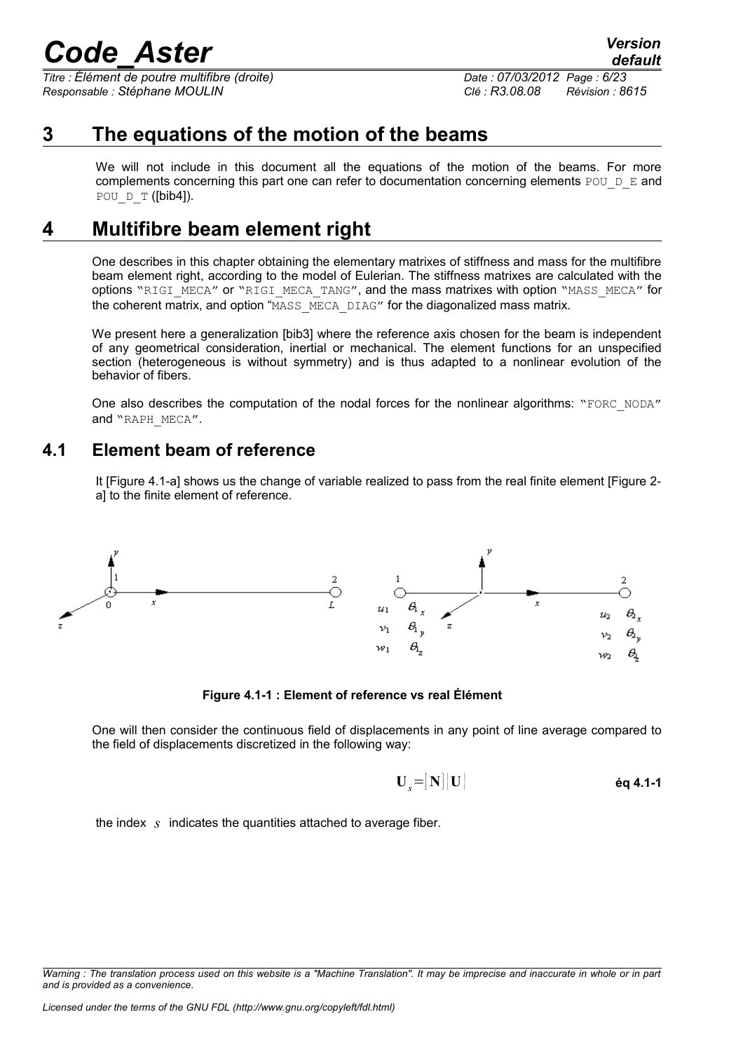# 3 The equations of the motion of the beams

We will not include in this document all the equations of the motion of the beams. For more complements concerning this part one can refer to documentation concerning elements POU_D_E and POU_D_T ([bib4]).

# 4 Multifibre beam element right

One describes in this chapter obtaining the elementary matrixes of stiffness and mass for the multifibre beam element right, according to the model of Eulerian. The stiffness matrixes are calculated with the options "RIGI_MECA" or "RIGI_MECA_TANG", and the mass matrixes with option "MASS_MECA" for the coherent matrix, and option "MASS_MECA_DIAG" for the diagonalized mass matrix.

We present here a generalization [bib3] where the reference axis chosen for the beam is independent of any geometrical consideration, inertial or mechanical. The element functions for an unspecified section (heterogeneous is without symmetry) and is thus adapted to a nonlinear evolution of the behavior of fibers.

One also describes the computation of the nodal forces for the nonlinear algorithms: "FORC_NODA" and "RAPH_MECA".

## 4.1 Element beam of reference

It [Figure 4.1-a] shows us the change of variable realized to pass from the real finite element [Figure 2-a] to the finite element of reference.

**Figure 4.1-1 : Element of reference vs real Élément**

One will then consider the continuous field of displacements in any point of line average compared to the field of displacements discretized in the following way:

$$\mathbf{U}_s = [\mathbf{N}]\{\mathbf{U}\} \qquad \text{éq 4.1-1}$$

the index $s$ indicates the quantities attached to average fiber.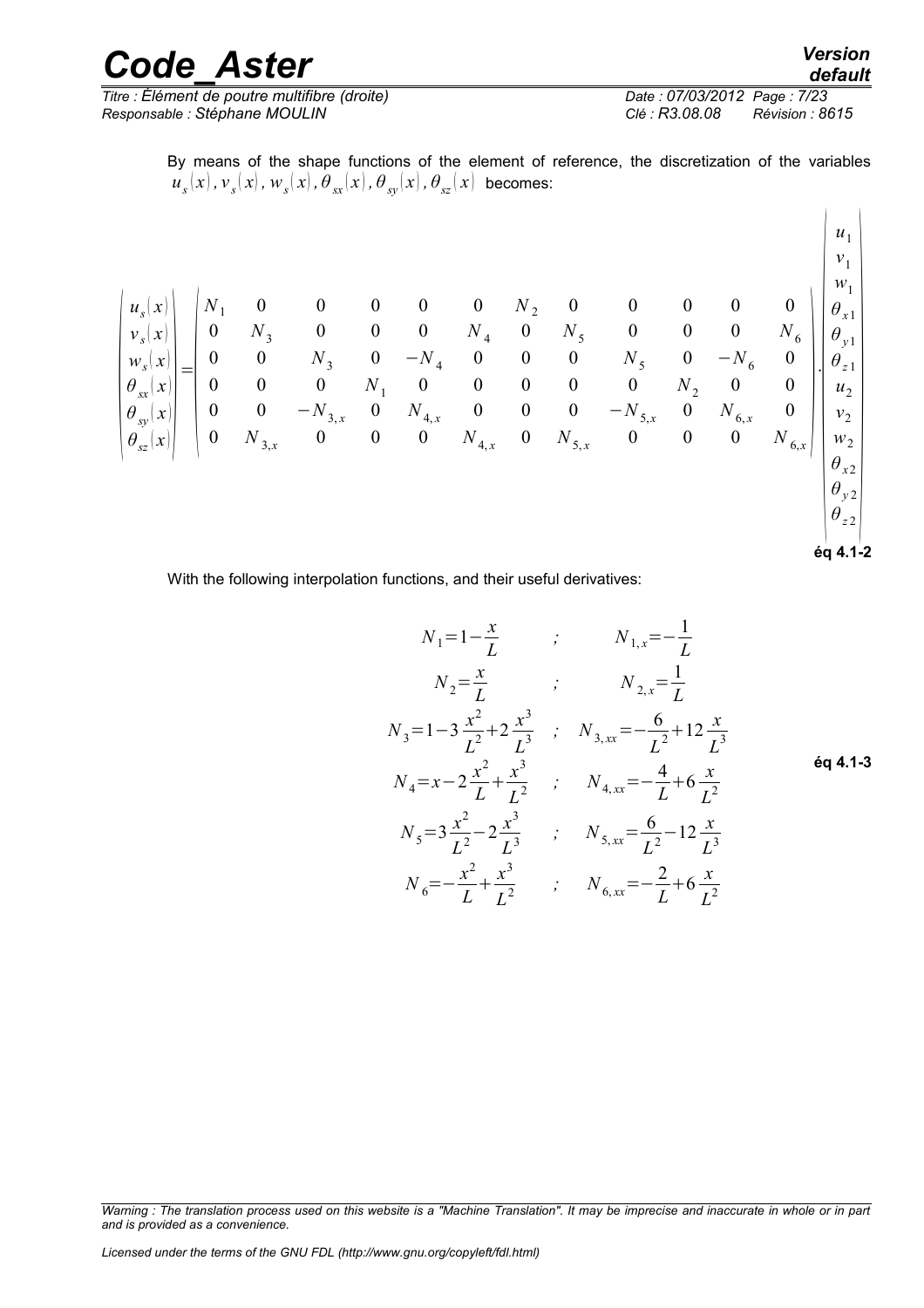By means of the shape functions of the element of reference, the discretization of the variables $u_s(x), v_s(x), w_s(x), \theta_{sx}(x), \theta_{sy}(x), \theta_{sz}(x)$ becomes:

$$
\begin{vmatrix} u_s(x) \\ v_s(x) \\ w_s(x) \\ \theta_{sx}(x) \\ \theta_{sy}(x) \\ \theta_{sz}(x) \end{vmatrix} = \begin{vmatrix}
N_1 & 0 & 0 & 0 & 0 & 0 & N_2 & 0 & 0 & 0 & 0 & 0 \\
0 & N_3 & 0 & 0 & 0 & N_4 & 0 & N_5 & 0 & 0 & 0 & N_6 \\
0 & 0 & N_3 & 0 & -N_4 & 0 & 0 & 0 & N_5 & 0 & -N_6 & 0 \\
0 & 0 & 0 & N_1 & 0 & 0 & 0 & 0 & 0 & N_2 & 0 & 0 \\
0 & 0 & -N_{3,x} & 0 & N_{4,x} & 0 & 0 & 0 & -N_{5,x} & 0 & N_{6,x} & 0 \\
0 & N_{3,x} & 0 & 0 & 0 & N_{4,x} & 0 & N_{5,x} & 0 & 0 & 0 & N_{6,x}
\end{vmatrix} . \begin{vmatrix} u_1 \\ v_1 \\ w_1 \\ \theta_{x1} \\ \theta_{y1} \\ \theta_{z1} \\ u_2 \\ v_2 \\ w_2 \\ \theta_{x2} \\ \theta_{y2} \\ \theta_{z2} \end{vmatrix}
$$

**éq 4.1-2**

With the following interpolation functions, and their useful derivatives:

$$
\begin{aligned}
N_1 &= 1 - \frac{x}{L} \quad &;& \quad N_{1,x} = -\frac{1}{L} \\
N_2 &= \frac{x}{L} \quad &;& \quad N_{2,x} = \frac{1}{L} \\
N_3 &= 1 - 3\frac{x^2}{L^2} + 2\frac{x^3}{L^3} \quad &;& \quad N_{3,xx} = -\frac{6}{L^2} + 12\frac{x}{L^3} \\
N_4 &= x - 2\frac{x^2}{L} + \frac{x^3}{L^2} \quad &;& \quad N_{4,xx} = -\frac{4}{L} + 6\frac{x}{L^2} \\
N_5 &= 3\frac{x^2}{L^2} - 2\frac{x^3}{L^3} \quad &;& \quad N_{5,xx} = \frac{6}{L^2} - 12\frac{x}{L^3} \\
N_6 &= -\frac{x^2}{L} + \frac{x^3}{L^2} \quad &;& \quad N_{6,xx} = -\frac{2}{L} + 6\frac{x}{L^2}
\end{aligned}
$$

**éq 4.1-3**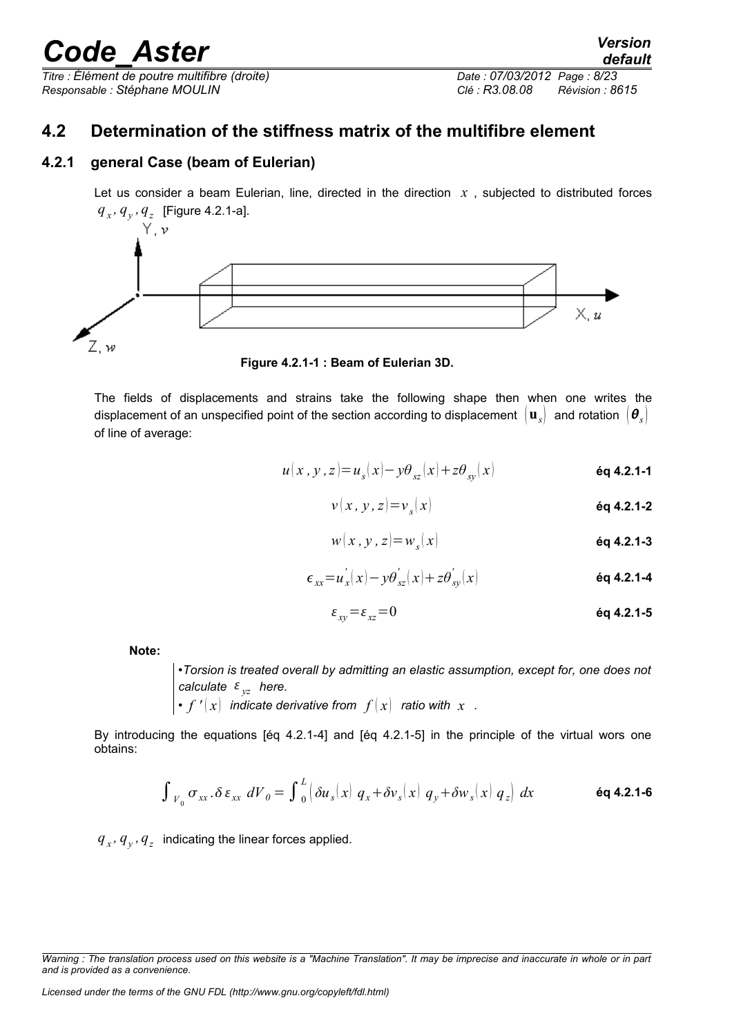## 4.2 Determination of the stiffness matrix of the multifibre element

### 4.2.1 general Case (beam of Eulerian)

Let us consider a beam Eulerian, line, directed in the direction $x$, subjected to distributed forces $q_x, q_y, q_z$ [Figure 4.2.1-a].

**Figure 4.2.1-1 : Beam of Eulerian 3D.**

The fields of displacements and strains take the following shape then when one writes the displacement of an unspecified point of the section according to displacement $(\mathbf{u}_s)$ and rotation $(\boldsymbol{\theta}_s)$ of line of average:

$$u(x, y, z) = u_s(x) - y\theta_{sz}(x) + z\theta_{sy}(x) \quad \textbf{éq 4.2.1-1}$$

$$v(x, y, z) = v_s(x) \quad \textbf{éq 4.2.1-2}$$

$$w(x, y, z) = w_s(x) \quad \textbf{éq 4.2.1-3}$$

$$\epsilon_{xx} = u_x'(x) - y\theta_{sz}'(x) + z\theta_{sy}'(x) \quad \textbf{éq 4.2.1-4}$$

$$\varepsilon_{xy} = \varepsilon_{xz} = 0 \quad \textbf{éq 4.2.1-5}$$

**Note:**

- *Torsion is treated overall by admitting an elastic assumption, except for, one does not calculate $\varepsilon_{yz}$ here.*
- *$f'(x)$ indicate derivative from $f(x)$ ratio with $x$.*

By introducing the equations [éq 4.2.1-4] and [éq 4.2.1-5] in the principle of the virtual wors one obtains:

$$\int_{V_0} \sigma_{xx} . \delta \varepsilon_{xx} \, dV_0 = \int_0^L \left( \delta u_s(x) \; q_x + \delta v_s(x) \; q_y + \delta w_s(x) \; q_z \right) \, dx \quad \textbf{éq 4.2.1-6}$$

$q_x, q_y, q_z$ indicating the linear forces applied.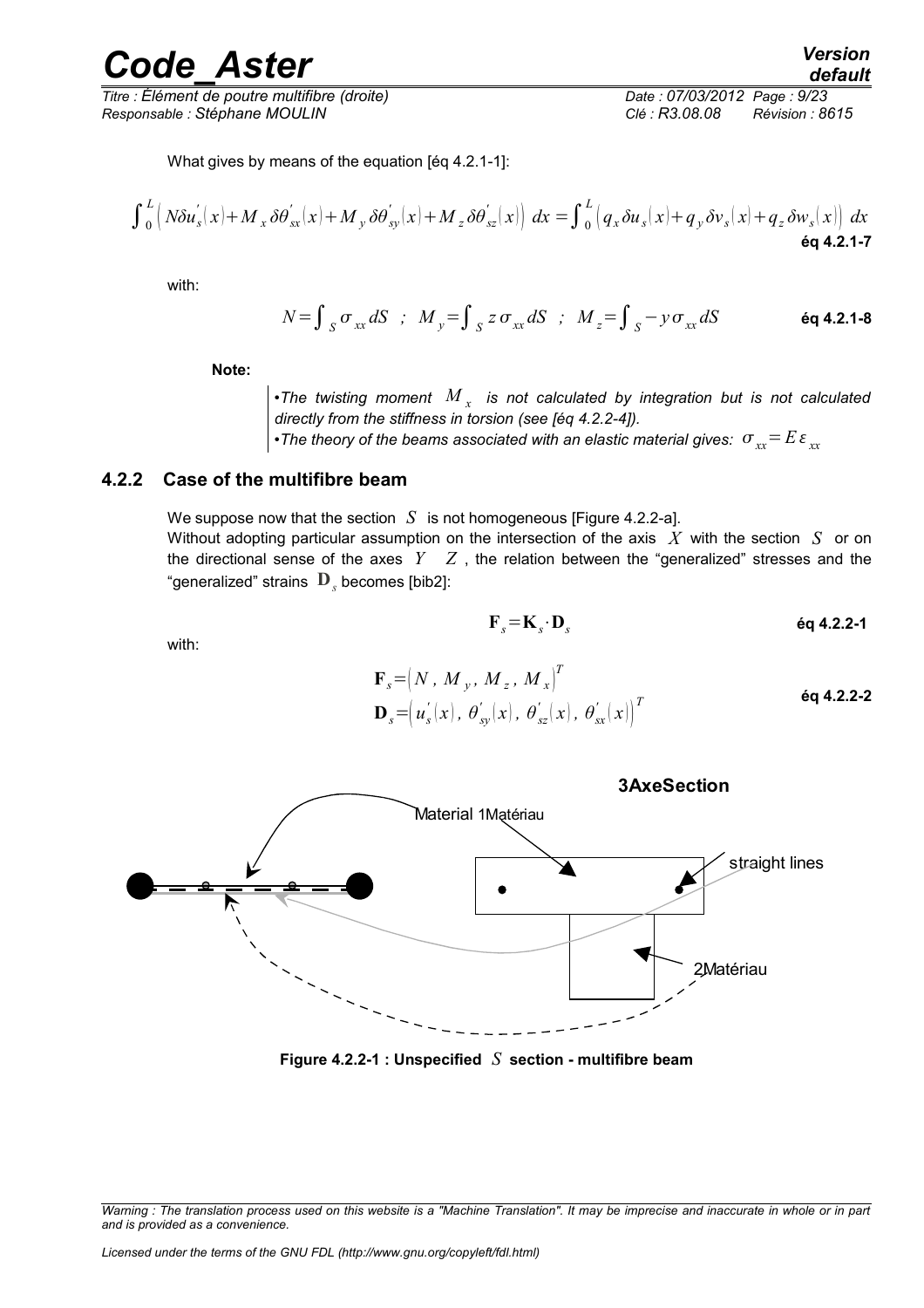What gives by means of the equation [éq 4.2.1-1]:

$$\int_0^L \left( N\delta u_s'(x) + M_x \delta\theta_{sx}'(x) + M_y \delta\theta_{sy}'(x) + M_z \delta\theta_{sz}'(x) \right) dx = \int_0^L \left( q_x \delta u_s(x) + q_y \delta v_s(x) + q_z \delta w_s(x) \right) dx$$

**éq 4.2.1-7**

with:

$$N = \int_S \sigma_{xx} dS \;\; ; \;\; M_y = \int_S z\,\sigma_{xx} dS \;\; ; \;\; M_z = \int_S -y\,\sigma_{xx} dS$$

**éq 4.2.1-8**

**Note:**

- *The twisting moment $M_x$ is not calculated by integration but is not calculated directly from the stiffness in torsion (see [éq 4.2.2-4]).*
- *The theory of the beams associated with an elastic material gives: $\sigma_{xx} = E\,\varepsilon_{xx}$*

### 4.2.2 Case of the multifibre beam

We suppose now that the section $S$ is not homogeneous [Figure 4.2.2-a].

Without adopting particular assumption on the intersection of the axis $X$ with the section $S$ or on the directional sense of the axes $Y$ $Z$, the relation between the "generalized" stresses and the "generalized" strains $\mathbf{D}_s$ becomes [bib2]:

$$\mathbf{F}_s = \mathbf{K}_s \cdot \mathbf{D}_s$$

**éq 4.2.2-1**

with:

$$\mathbf{F}_s = \left( N,\, M_y,\, M_z,\, M_x \right)^T$$
$$\mathbf{D}_s = \left( u_s'(x),\, \theta_{sy}'(x),\, \theta_{sz}'(x),\, \theta_{sx}'(x) \right)^T$$

**éq 4.2.2-2**

3AxeSection

Material 1Matériau

straight lines

2Matériau

**Figure 4.2.2-1 : Unspecified $S$ section - multifibre beam**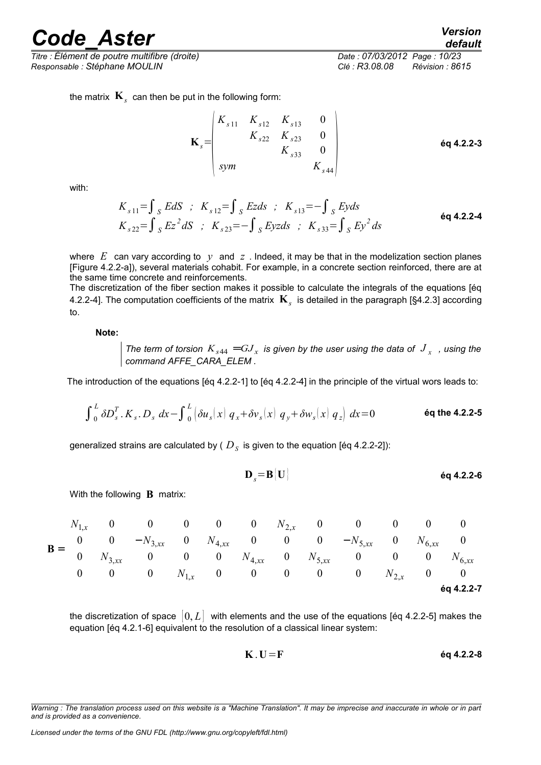the matrix $\mathbf{K}_s$ can then be put in the following form:

$$\mathbf{K}_s = \begin{pmatrix} K_{s11} & K_{s12} & K_{s13} & 0 \\ & K_{s22} & K_{s23} & 0 \\ & & K_{s33} & 0 \\ sym & & & K_{s44} \end{pmatrix} \qquad \text{éq 4.2.2-3}$$

with:

$$K_{s11} = \int_S E dS \quad ; \quad K_{s12} = \int_S Ez ds \quad ; \quad K_{s13} = -\int_S Ey ds$$
$$K_{s22} = \int_S Ez^2 dS \quad ; \quad K_{s23} = -\int_S Eyz ds \quad ; \quad K_{s33} = \int_S Ey^2 ds \qquad \text{éq 4.2.2-4}$$

where $E$ can vary according to $y$ and $z$. Indeed, it may be that in the modelization section planes [Figure 4.2.2-a]), several materials cohabit. For example, in a concrete section reinforced, there are at the same time concrete and reinforcements.
The discretization of the fiber section makes it possible to calculate the integrals of the equations [éq 4.2.2-4]. The computation coefficients of the matrix $\mathbf{K}_s$ is detailed in the paragraph [§4.2.3] according to.

**Note:**

> *The term of torsion $K_{s44} = GJ_x$ is given by the user using the data of $J_x$, using the command AFFE_CARA_ELEM .*

The introduction of the equations [éq 4.2.2-1] to [éq 4.2.2-4] in the principle of the virtual wors leads to:

$$\int_0^L \delta D_s^T . K_s . D_s \, dx - \int_0^L \left( \delta u_s(x) \, q_x + \delta v_s(x) \, q_y + \delta w_s(x) \, q_z \right) dx = 0 \qquad \text{éq the 4.2.2-5}$$

generalized strains are calculated by ( $D_S$ is given to the equation [éq 4.2.2-2]):

$$\mathbf{D}_s = \mathbf{B} \{ \mathbf{U} \} \qquad \text{éq 4.2.2-6}$$

With the following $\mathbf{B}$ matrix:

$$\mathbf{B} = \begin{matrix} N_{1,x} & 0 & 0 & 0 & 0 & 0 & N_{2,x} & 0 & 0 & 0 & 0 & 0 \\ 0 & 0 & -N_{3,xx} & 0 & N_{4,xx} & 0 & 0 & 0 & -N_{5,xx} & 0 & N_{6,xx} & 0 \\ 0 & N_{3,xx} & 0 & 0 & 0 & N_{4,xx} & 0 & N_{5,xx} & 0 & 0 & 0 & N_{6,xx} \\ 0 & 0 & 0 & N_{1,x} & 0 & 0 & 0 & 0 & 0 & N_{2,x} & 0 & 0 \end{matrix} \qquad \text{éq 4.2.2-7}$$

the discretization of space $[0, L]$ with elements and the use of the equations [éq 4.2.2-5] makes the equation [éq 4.2.1-6] equivalent to the resolution of a classical linear system:

$$\mathbf{K} . \mathbf{U} = \mathbf{F} \qquad \text{éq 4.2.2-8}$$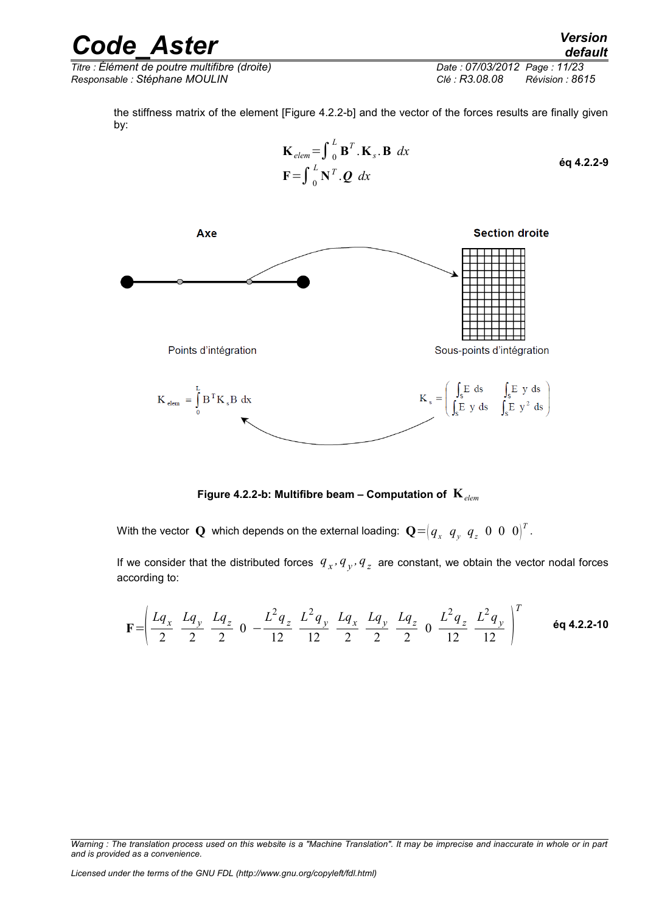the stiffness matrix of the element [Figure 4.2.2-b] and the vector of the forces results are finally given by:

$$\mathbf{K}_{elem}=\int_0^L \mathbf{B}^T.\mathbf{K}_s.\mathbf{B}\ dx$$
$$\mathbf{F}=\int_0^L \mathbf{N}^T.\boldsymbol{Q}\ dx \qquad \text{éq 4.2.2-9}$$

Axe

Section droite

Points d'intégration

Sous-points d'intégration

$$K_{elem}=\int_0^L B^T K_s B\ dx \qquad K_s=\begin{pmatrix}\int_s E\ ds & \int_s E\ y\ ds\\ \int_s E\ y\ ds & \int_s E\ y^2\ ds\end{pmatrix}$$

**Figure 4.2.2-b: Multifibre beam – Computation of $\mathbf{K}_{elem}$**

With the vector $\mathbf{Q}$ which depends on the external loading: $\mathbf{Q}=(q_x\ \ q_y\ \ q_z\ \ 0\ \ 0\ \ 0)^T$.

If we consider that the distributed forces $q_x, q_y, q_z$ are constant, we obtain the vector nodal forces according to:

$$\mathbf{F}=\left(\frac{Lq_x}{2}\ \ \frac{Lq_y}{2}\ \ \frac{Lq_z}{2}\ \ 0\ \ -\frac{L^2q_z}{12}\ \ \frac{L^2q_y}{12}\ \ \frac{Lq_x}{2}\ \ \frac{Lq_y}{2}\ \ \frac{Lq_z}{2}\ \ 0\ \ \frac{L^2q_z}{12}\ \ \frac{L^2q_y}{12}\right)^T \qquad \text{éq 4.2.2-10}$$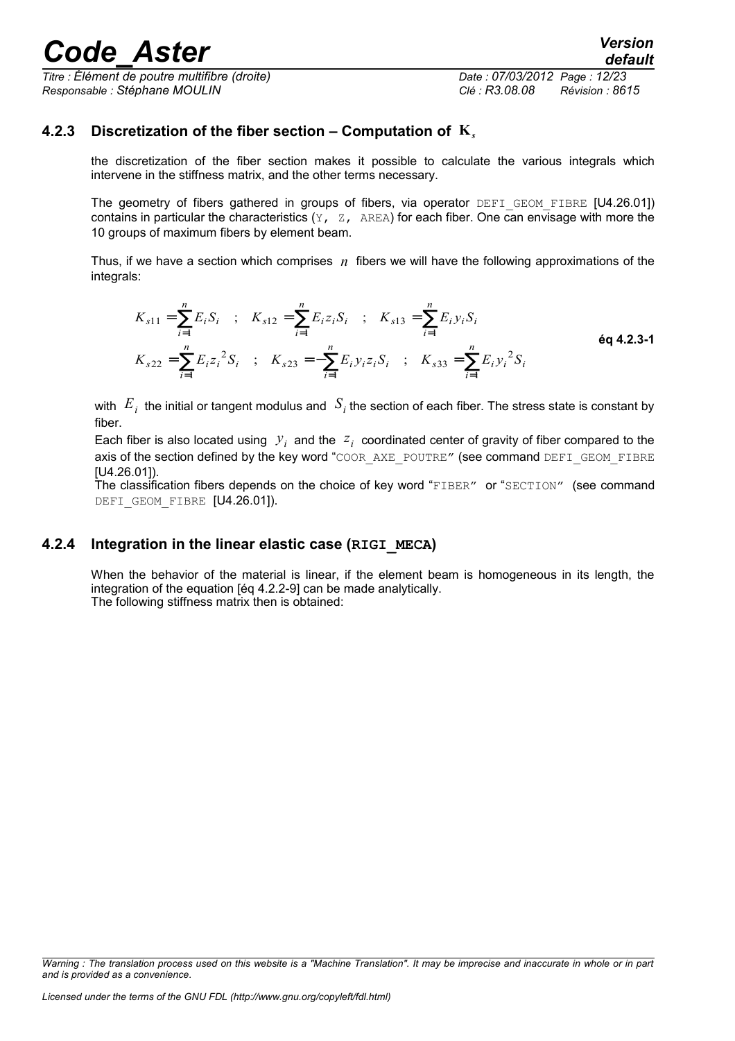### 4.2.3 Discretization of the fiber section – Computation of $\mathbf{K}_s$

the discretization of the fiber section makes it possible to calculate the various integrals which intervene in the stiffness matrix, and the other terms necessary.

The geometry of fibers gathered in groups of fibers, via operator DEFI_GEOM_FIBRE [U4.26.01]) contains in particular the characteristics (Y, Z, AREA) for each fiber. One can envisage with more the 10 groups of maximum fibers by element beam.

Thus, if we have a section which comprises $n$ fibers we will have the following approximations of the integrals:

$$
\begin{aligned}
K_{s11} &= \sum_{i=1}^{n} E_i S_i \quad ; \quad K_{s12} = \sum_{i=1}^{n} E_i z_i S_i \quad ; \quad K_{s13} = \sum_{i=1}^{n} E_i y_i S_i \\
K_{s22} &= \sum_{i=1}^{n} E_i {z_i}^2 S_i \quad ; \quad K_{s23} = -\sum_{i=1}^{n} E_i y_i z_i S_i \quad ; \quad K_{s33} = \sum_{i=1}^{n} E_i {y_i}^2 S_i
\end{aligned}
\qquad \text{éq 4.2.3-1}
$$

with $E_i$ the initial or tangent modulus and $S_i$ the section of each fiber. The stress state is constant by fiber.

Each fiber is also located using $y_i$ and the $z_i$ coordinated center of gravity of fiber compared to the axis of the section defined by the key word "COOR_AXE_POUTRE" (see command DEFI_GEOM_FIBRE [U4.26.01]).

The classification fibers depends on the choice of key word "FIBER" or "SECTION" (see command DEFI_GEOM_FIBRE [U4.26.01]).

### 4.2.4 Integration in the linear elastic case (RIGI_MECA)

When the behavior of the material is linear, if the element beam is homogeneous in its length, the integration of the equation [éq 4.2.2-9] can be made analytically.
The following stiffness matrix then is obtained: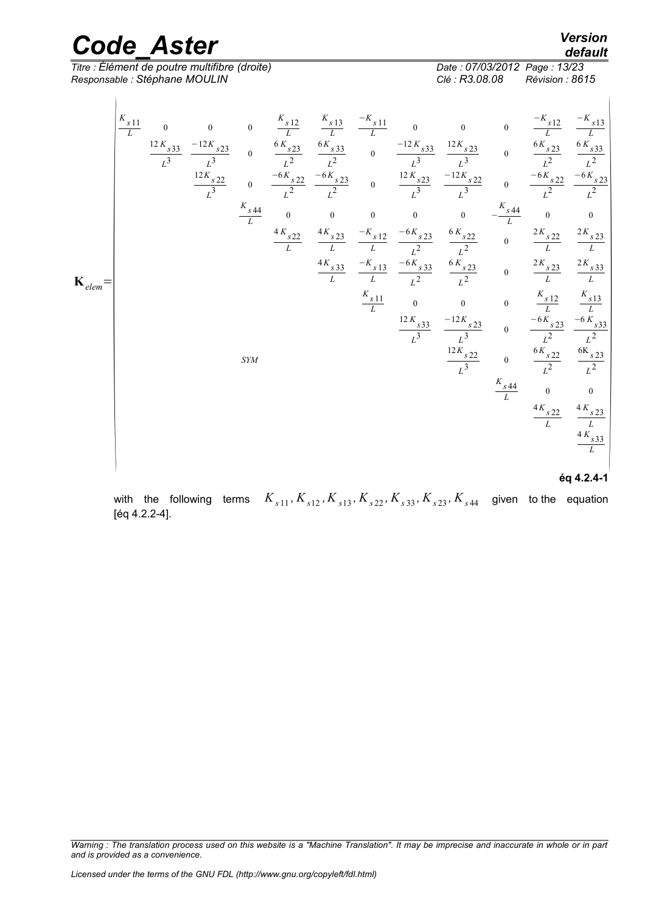$$
\mathbf{K}_{elem}=\begin{bmatrix}
\frac{K_{s11}}{L} & 0 & 0 & 0 & \frac{K_{s12}}{L} & \frac{K_{s13}}{L} & \frac{-K_{s11}}{L} & 0 & 0 & 0 & \frac{-K_{s12}}{L} & \frac{-K_{s13}}{L} \\
 & \frac{12K_{s33}}{L^3} & \frac{-12K_{s23}}{L^3} & 0 & \frac{6K_{s23}}{L^2} & \frac{6K_{s33}}{L^2} & 0 & \frac{-12K_{s33}}{L^3} & \frac{12K_{s23}}{L^3} & 0 & \frac{6K_{s23}}{L^2} & \frac{6K_{s33}}{L^2} \\
 & & \frac{12K_{s22}}{L^3} & 0 & \frac{-6K_{s22}}{L^2} & \frac{-6K_{s23}}{L^2} & 0 & \frac{12K_{s23}}{L^3} & \frac{-12K_{s22}}{L^3} & 0 & \frac{-6K_{s22}}{L^2} & \frac{-6K_{s23}}{L^2} \\
 & & & \frac{K_{s44}}{L} & 0 & 0 & 0 & 0 & 0 & -\frac{K_{s44}}{L} & 0 & 0 \\
 & & & & \frac{4K_{s22}}{L} & \frac{4K_{s23}}{L} & \frac{-K_{s12}}{L} & \frac{-6K_{s23}}{L^2} & \frac{6K_{s22}}{L^2} & 0 & \frac{2K_{s22}}{L} & \frac{2K_{s23}}{L} \\
 & & & & & \frac{4K_{s33}}{L} & \frac{-K_{s13}}{L} & \frac{-6K_{s33}}{L^2} & \frac{6K_{s23}}{L^2} & 0 & \frac{2K_{s23}}{L} & \frac{2K_{s33}}{L} \\
 & & & & & & \frac{K_{s11}}{L} & 0 & 0 & 0 & \frac{K_{s12}}{L} & \frac{K_{s13}}{L} \\
 & & & & & & & \frac{12K_{s33}}{L^3} & \frac{-12K_{s23}}{L^3} & 0 & \frac{-6K_{s23}}{L^2} & \frac{-6K_{s33}}{L^2} \\
 & & & SYM & & & & & \frac{12K_{s22}}{L^3} & 0 & \frac{6K_{s22}}{L^2} & \frac{6K_{s23}}{L^2} \\
 & & & & & & & & & \frac{K_{s44}}{L} & 0 & 0 \\
 & & & & & & & & & & \frac{4K_{s22}}{L} & \frac{4K_{s23}}{L} \\
 & & & & & & & & & & & \frac{4K_{s33}}{L}
\end{bmatrix}
$$

**éq 4.2.4-1**

with the following terms $K_{s11}, K_{s12}, K_{s13}, K_{s22}, K_{s33}, K_{s23}, K_{s44}$ given to the equation [éq 4.2.2-4].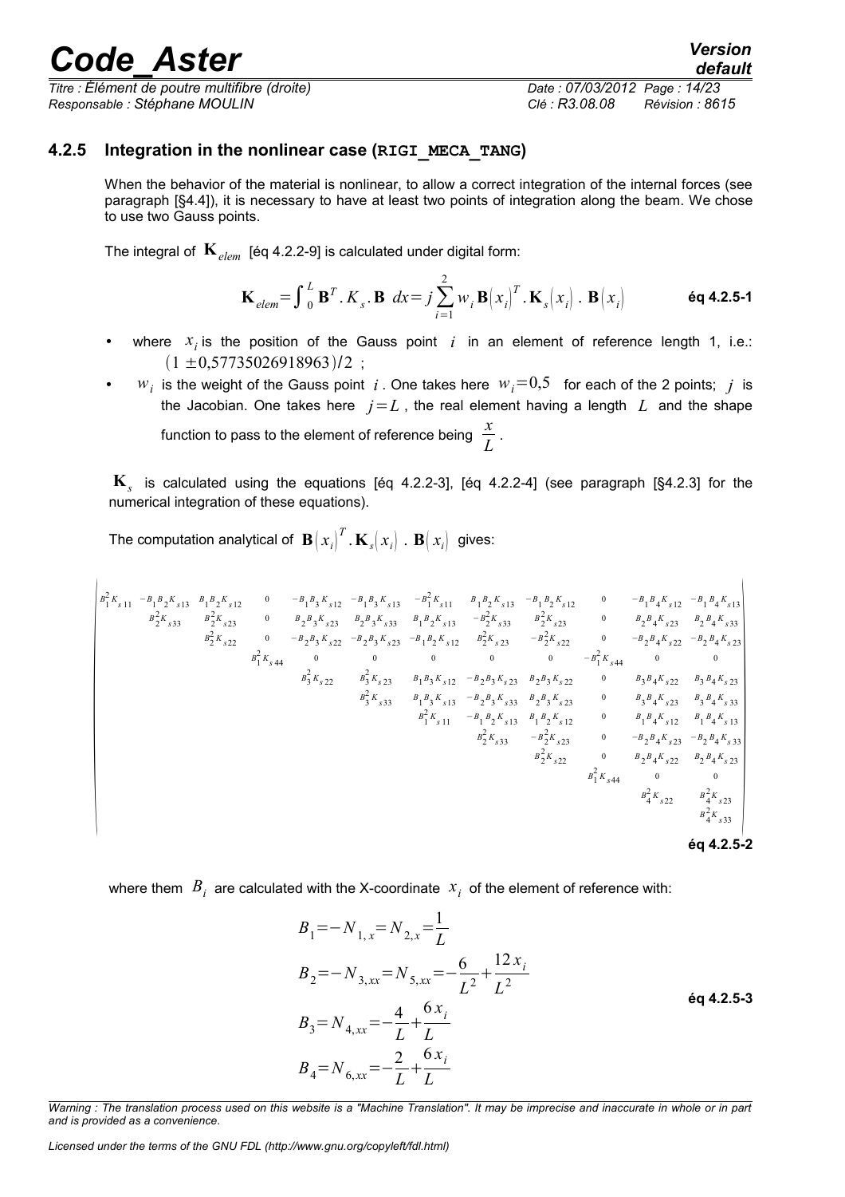### 4.2.5 Integration in the nonlinear case (`RIGI_MECA_TANG`)

When the behavior of the material is nonlinear, to allow a correct integration of the internal forces (see paragraph [§4.4]), it is necessary to have at least two points of integration along the beam. We chose to use two Gauss points.

The integral of $\mathbf{K}_{elem}$ [éq 4.2.2-9] is calculated under digital form:

$$\mathbf{K}_{elem}=\int_0^L \mathbf{B}^T . K_s . \mathbf{B} \; dx = j \sum_{i=1}^{2} w_i \, \mathbf{B}(x_i)^T . \mathbf{K}_s(x_i) \, . \, \mathbf{B}(x_i) \qquad \text{éq 4.2.5-1}$$

- where $x_i$ is the position of the Gauss point $i$ in an element of reference length 1, i.e.: $(1 \pm 0{,}57735026918963)/2$ ;
- $w_i$ is the weight of the Gauss point $i$. One takes here $w_i=0{,}5$ for each of the 2 points; $j$ is the Jacobian. One takes here $j=L$, the real element having a length $L$ and the shape function to pass to the element of reference being $\dfrac{x}{L}$.

$\mathbf{K}_s$ is calculated using the equations [éq 4.2.2-3], [éq 4.2.2-4] (see paragraph [§4.2.3] for the numerical integration of these equations).

The computation analytical of $\mathbf{B}(x_i)^T . \mathbf{K}_s(x_i) \, . \, \mathbf{B}(x_i)$ gives:

$$\begin{pmatrix}
B_1^2 K_{s11} & -B_1 B_2 K_{s13} & B_1 B_2 K_{s12} & 0 & -B_1 B_3 K_{s12} & -B_1 B_3 K_{s13} & -B_1^2 K_{s11} & B_1 B_2 K_{s13} & -B_1 B_2 K_{s12} & 0 & -B_1 B_4 K_{s12} & -B_1 B_4 K_{s13} \\
 & B_2^2 K_{s33} & B_2^2 K_{s23} & 0 & B_2 B_3 K_{s23} & B_2 B_3 K_{s33} & B_1 B_2 K_{s13} & -B_2^2 K_{s33} & B_2^2 K_{s23} & 0 & B_2 B_4 K_{s23} & B_2 B_4 K_{s33} \\
 & & B_2^2 K_{s22} & 0 & -B_2 B_3 K_{s22} & -B_2 B_3 K_{s23} & -B_1 B_2 K_{s12} & B_2^2 K_{s23} & -B_2^2 K_{s22} & 0 & -B_2 B_4 K_{s22} & -B_2 B_4 K_{s23} \\
 & & & B_1^2 K_{s44} & 0 & 0 & 0 & 0 & 0 & -B_1^2 K_{s44} & 0 & 0 \\
 & & & & B_3^2 K_{s22} & B_3^2 K_{s23} & B_1 B_3 K_{s12} & -B_2 B_3 K_{s23} & B_2 B_3 K_{s22} & 0 & B_3 B_4 K_{s22} & B_3 B_4 K_{s23} \\
 & & & & & B_3^2 K_{s33} & B_1 B_3 K_{s13} & -B_2 B_3 K_{s33} & B_2 B_3 K_{s23} & 0 & B_3 B_4 K_{s23} & B_3 B_4 K_{s33} \\
 & & & & & & B_1^2 K_{s11} & -B_1 B_2 K_{s13} & B_1 B_2 K_{s12} & 0 & B_1 B_4 K_{s12} & B_1 B_4 K_{s13} \\
 & & & & & & & B_2^2 K_{s33} & -B_2^2 K_{s23} & 0 & -B_2 B_4 K_{s23} & -B_2 B_4 K_{s33} \\
 & & & & & & & & B_2^2 K_{s22} & 0 & B_2 B_4 K_{s22} & B_2 B_4 K_{s23} \\
 & & & & & & & & & B_1^2 K_{s44} & 0 & 0 \\
 & & & & & & & & & & B_4^2 K_{s22} & B_4^2 K_{s23} \\
 & & & & & & & & & & & B_4^2 K_{s33}
\end{pmatrix}$$

**éq 4.2.5-2**

where them $B_i$ are calculated with the X-coordinate $x_i$ of the element of reference with:

$$\begin{aligned}
B_1 &= -N_{1,x} = N_{2,x} = \frac{1}{L} \\
B_2 &= -N_{3,xx} = N_{5,xx} = -\frac{6}{L^2} + \frac{12 x_i}{L^2} \\
B_3 &= N_{4,xx} = -\frac{4}{L} + \frac{6 x_i}{L} \\
B_4 &= N_{6,xx} = -\frac{2}{L} + \frac{6 x_i}{L}
\end{aligned} \qquad \text{éq 4.2.5-3}$$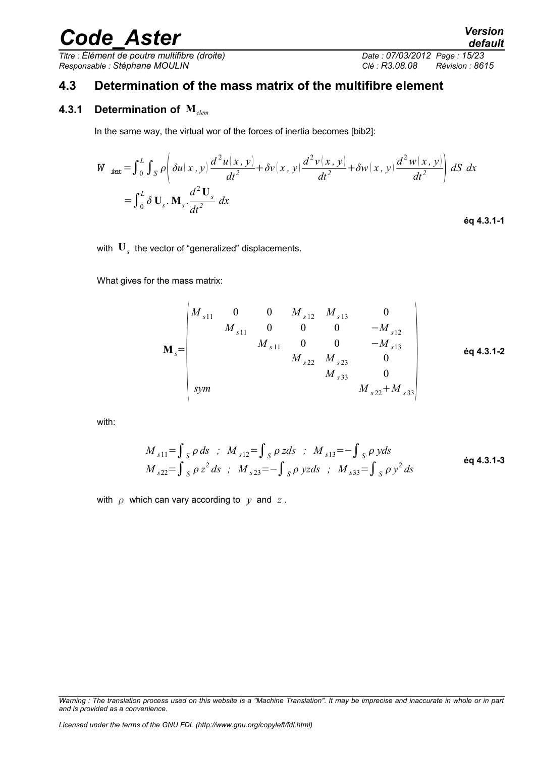## 4.3 Determination of the mass matrix of the multifibre element

### 4.3.1 Determination of $\mathbf{M}_{elem}$

In the same way, the virtual wor of the forces of inertia becomes [bib2]:

$$
\begin{aligned}
W_{int} &= \int_0^L \int_S \rho \left( \delta u(x,y) \frac{d^2 u(x,y)}{dt^2} + \delta v(x,y) \frac{d^2 v(x,y)}{dt^2} + \delta w(x,y) \frac{d^2 w(x,y)}{dt^2} \right) dS \; dx \\
&= \int_0^L \delta \mathbf{U}_s . \mathbf{M}_s . \frac{d^2 \mathbf{U}_s}{dt^2} \; dx
\end{aligned}
$$

**éq 4.3.1-1**

with $\mathbf{U}_s$ the vector of "generalized" displacements.

What gives for the mass matrix:

$$
\mathbf{M}_s = \begin{pmatrix}
M_{s11} & 0 & 0 & M_{s12} & M_{s13} & 0 \\
 & M_{s11} & 0 & 0 & 0 & -M_{s12} \\
 & & M_{s11} & 0 & 0 & -M_{s13} \\
 & & & M_{s22} & M_{s23} & 0 \\
 & & & & M_{s33} & 0 \\
sym & & & & & M_{s22}+M_{s33}
\end{pmatrix}
$$

**éq 4.3.1-2**

with:

$$
\begin{aligned}
&M_{s11} = \int_S \rho \, ds \;\; ; \;\; M_{s12} = \int_S \rho \, z ds \;\; ; \;\; M_{s13} = -\int_S \rho \, y ds \\
&M_{s22} = \int_S \rho \, z^2 \, ds \;\; ; \;\; M_{s23} = -\int_S \rho \, yz ds \;\; ; \;\; M_{s33} = \int_S \rho \, y^2 \, ds
\end{aligned}
$$

**éq 4.3.1-3**

with $\rho$ which can vary according to $y$ and $z$.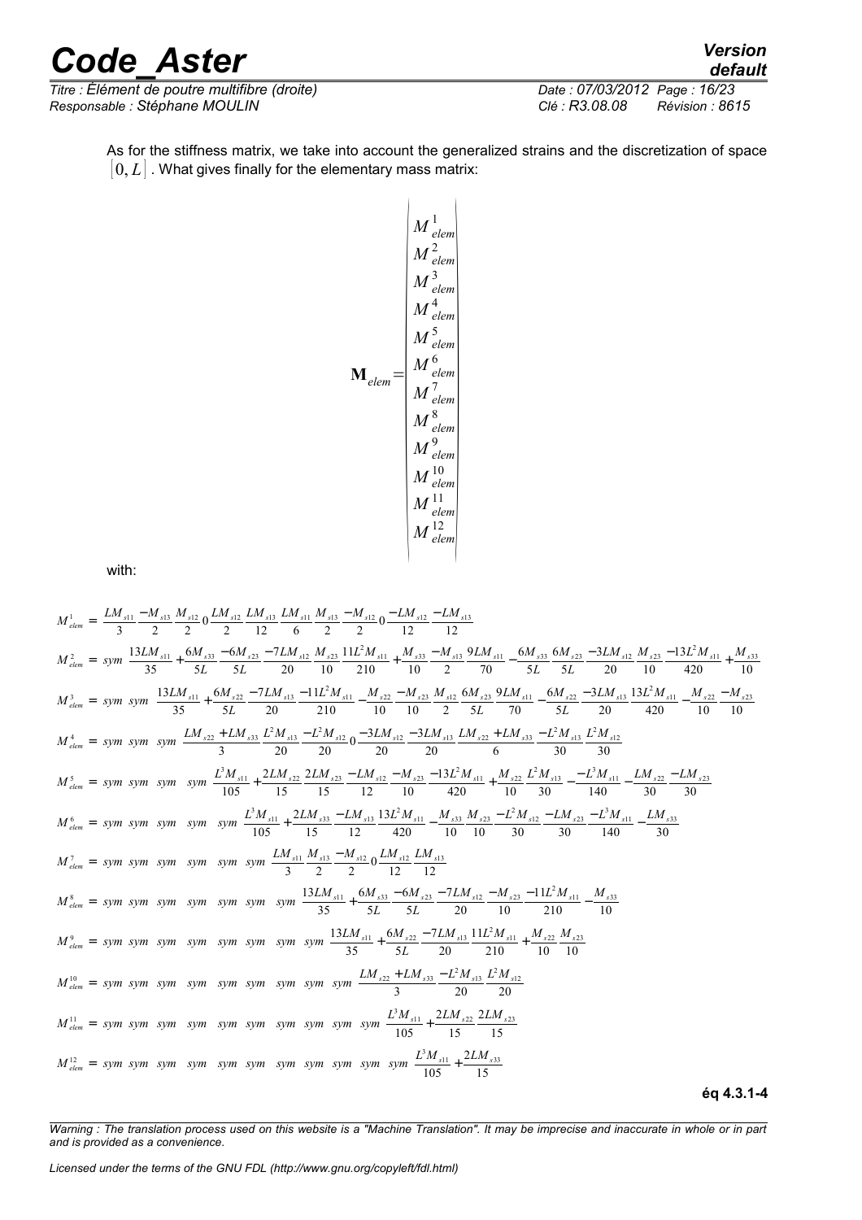As for the stiffness matrix, we take into account the generalized strains and the discretization of space $[0, L]$. What gives finally for the elementary mass matrix:

$$
\mathbf{M}_{elem} = \begin{vmatrix} M^{1}_{elem} \\ M^{2}_{elem} \\ M^{3}_{elem} \\ M^{4}_{elem} \\ M^{5}_{elem} \\ M^{6}_{elem} \\ M^{7}_{elem} \\ M^{8}_{elem} \\ M^{9}_{elem} \\ M^{10}_{elem} \\ M^{11}_{elem} \\ M^{12}_{elem} \end{vmatrix}
$$

with:

$$M^{1}_{elem} = \frac{LM_{s11}}{3} \; \frac{-M_{s13}}{2} \; \frac{M_{s12}}{2} \; 0 \; \frac{LM_{s12}}{2} \; \frac{LM_{s13}}{12} \; \frac{LM_{s11}}{6} \; \frac{M_{s13}}{2} \; \frac{-M_{s12}}{2} \; 0 \; \frac{-LM_{s12}}{12} \; \frac{-LM_{s13}}{12}$$

$$M^{2}_{elem} = sym \; \frac{13LM_{s11}}{35}+\frac{6M_{s33}}{5L} \; \frac{-6M_{s23}}{5L} \; \frac{-7LM_{s12}}{20} \; \frac{M_{s23}}{10} \; \frac{11L^2M_{s11}}{210}+\frac{M_{s33}}{10} \; \frac{-M_{s13}}{2} \; \frac{9LM_{s11}}{70}-\frac{6M_{s33}}{5L} \; \frac{6M_{s23}}{5L} \; \frac{-3LM_{s12}}{20} \; \frac{M_{s23}}{10} \; \frac{-13L^2M_{s11}}{420}+\frac{M_{s33}}{10}$$

$$M^{3}_{elem} = sym \; sym \; \frac{13LM_{s11}}{35}+\frac{6M_{s22}}{5L} \; \frac{-7LM_{s13}}{20} \; \frac{-11L^2M_{s11}}{210}-\frac{M_{s22}}{10} \; \frac{-M_{s23}}{10} \; \frac{M_{s12}}{2} \; \frac{6M_{s23}}{5L} \; \frac{9LM_{s11}}{70}-\frac{6M_{s22}}{5L} \; \frac{-3LM_{s13}}{20} \; \frac{13L^2M_{s11}}{420}-\frac{M_{s22}}{10} \; \frac{-M_{s23}}{10}$$

$$M^{4}_{elem} = sym \; sym \; sym \; \frac{LM_{s22}+LM_{s33}}{3} \; \frac{L^2M_{s13}}{20} \; \frac{-L^2M_{s12}}{20} \; 0 \; \frac{-3LM_{s12}}{20} \; \frac{-3LM_{s13}}{20} \; \frac{LM_{s22}+LM_{s33}}{6} \; \frac{-L^2M_{s13}}{30} \; \frac{L^2M_{s12}}{30}$$

$$M^{5}_{elem} = sym \; sym \; sym \; sym \; \frac{L^3M_{s11}}{105}+\frac{2LM_{s22}}{15} \; \frac{2LM_{s23}}{15} \; \frac{-LM_{s12}}{12} \; \frac{-M_{s23}}{10} \; \frac{-13L^2M_{s11}}{420}+\frac{M_{s22}}{10} \; \frac{L^2M_{s13}}{30} \; -\frac{-L^3M_{s11}}{140}-\frac{LM_{s22}}{30} \; \frac{-LM_{s23}}{30}$$

$$M^{6}_{elem} = sym \; sym \; sym \; sym \; sym \; \frac{L^3M_{s11}}{105}+\frac{2LM_{s33}}{15} \; \frac{-LM_{s13}}{12} \; \frac{13L^2M_{s11}}{420}-\frac{M_{s33}}{10} \; \frac{M_{s23}}{10} \; \frac{-L^2M_{s12}}{30} \; \frac{-LM_{s23}}{30} \; \frac{-L^3M_{s11}}{140}-\frac{LM_{s33}}{30}$$

$$M^{7}_{elem} = sym \; sym \; sym \; sym \; sym \; sym \; \frac{LM_{s11}}{3} \; \frac{M_{s13}}{2} \; \frac{-M_{s12}}{2} \; 0 \; \frac{LM_{s12}}{12} \; \frac{LM_{s13}}{12}$$

$$M^{8}_{elem} = sym \; sym \; sym \; sym \; sym \; sym \; sym \; \frac{13LM_{s11}}{35}+\frac{6M_{s33}}{5L} \; \frac{-6M_{s23}}{5L} \; \frac{-7LM_{s12}}{20} \; \frac{-M_{s23}}{10} \; \frac{-11L^2M_{s11}}{210}-\frac{M_{s33}}{10}$$

$$M^{9}_{elem} = sym \; sym \; sym \; sym \; sym \; sym \; sym \; sym \; \frac{13LM_{s11}}{35}+\frac{6M_{s22}}{5L} \; \frac{-7LM_{s13}}{20} \; \frac{11L^2M_{s11}}{210}+\frac{M_{s22}}{10} \; \frac{M_{s23}}{10}$$

$$M^{10}_{elem} = sym \; sym \; sym \; sym \; sym \; sym \; sym \; sym \; sym \; \frac{LM_{s22}+LM_{s33}}{3} \; \frac{-L^2M_{s13}}{20} \; \frac{L^2M_{s12}}{20}$$

$$M^{11}_{elem} = sym \; sym \; sym \; sym \; sym \; sym \; sym \; sym \; sym \; sym \; \frac{L^3M_{s11}}{105}+\frac{2LM_{s22}}{15} \; \frac{2LM_{s23}}{15}$$

$$M^{12}_{elem} = sym \; sym \; sym \; sym \; sym \; sym \; sym \; sym \; sym \; sym \; sym \; \frac{L^3M_{s11}}{105}+\frac{2LM_{s33}}{15}$$

**éq 4.3.1-4**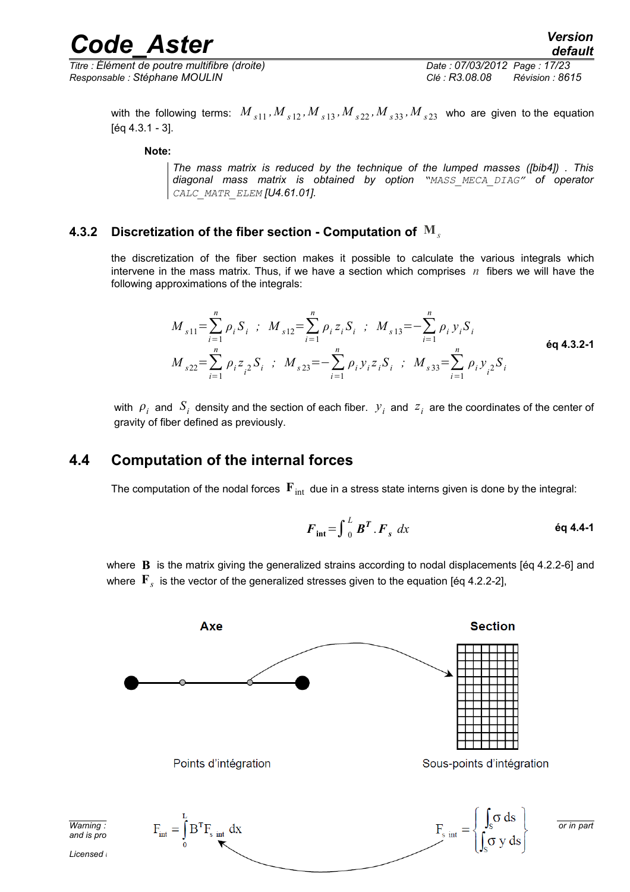with the following terms: $M_{s11}, M_{s12}, M_{s13}, M_{s22}, M_{s33}, M_{s23}$ who are given to the equation [éq 4.3.1 - 3].

**Note:**

> *The mass matrix is reduced by the technique of the lumped masses ([bib4]) . This diagonal mass matrix is obtained by option "MASS_MECA_DIAG" of operator CALC_MATR_ELEM [U4.61.01].*

### 4.3.2 Discretization of the fiber section - Computation of $\mathbf{M}_s$

the discretization of the fiber section makes it possible to calculate the various integrals which intervene in the mass matrix. Thus, if we have a section which comprises $n$ fibers we will have the following approximations of the integrals:

$$M_{s11}=\sum_{i=1}^{n}\rho_i S_i \;\; ; \;\; M_{s12}=\sum_{i=1}^{n}\rho_i z_i S_i \;\; ; \;\; M_{s13}=-\sum_{i=1}^{n}\rho_i y_i S_i$$
$$M_{s22}=\sum_{i=1}^{n}\rho_i z_i^2 S_i \;\; ; \;\; M_{s23}=-\sum_{i=1}^{n}\rho_i y_i z_i S_i \;\; ; \;\; M_{s33}=\sum_{i=1}^{n}\rho_i y_i^2 S_i \qquad \text{éq 4.3.2-1}$$

with $\rho_i$ and $S_i$ density and the section of each fiber. $y_i$ and $z_i$ are the coordinates of the center of gravity of fiber defined as previously.

## 4.4 Computation of the internal forces

The computation of the nodal forces $\mathbf{F}_{\text{int}}$ due in a stress state interns given is done by the integral:

$$\boldsymbol{F}_{\text{int}}=\int_0^L \boldsymbol{B}^T.\boldsymbol{F}_s \, dx \qquad \text{éq 4.4-1}$$

where $\mathbf{B}$ is the matrix giving the generalized strains according to nodal displacements [éq 4.2.2-6] and where $\mathbf{F}_s$ is the vector of the generalized stresses given to the equation [éq 4.2.2-2],

Axe — Section

Points d'intégration — Sous-points d'intégration

$$F_{\text{int}} = \int_0^L B^T F_{s\,\text{int}} \, dx \qquad F_{s\,\text{int}} = \begin{Bmatrix} \int_S \sigma \, ds \\ \int_S \sigma \, y \, ds \end{Bmatrix}$$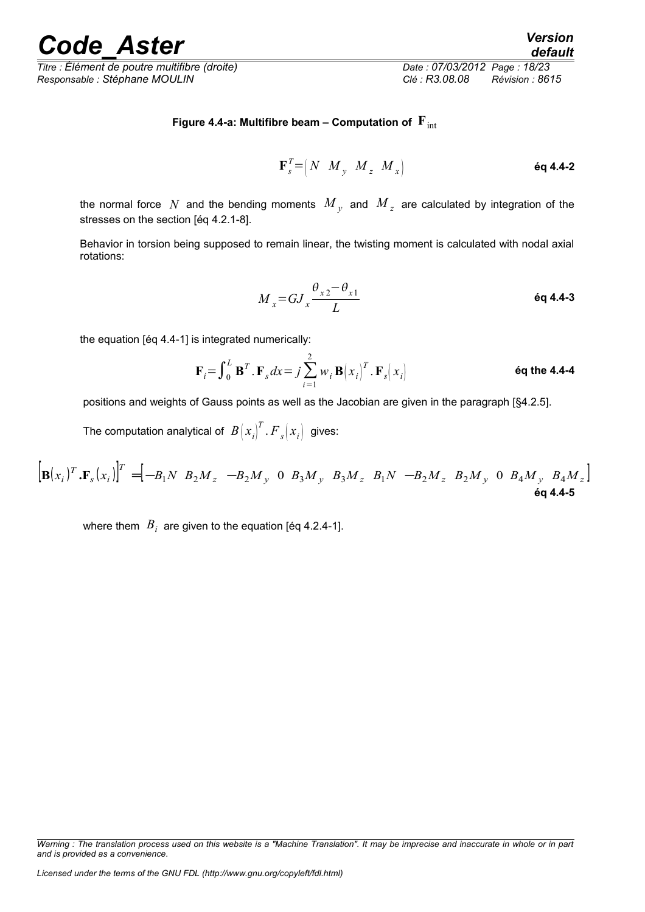**Figure 4.4-a: Multifibre beam – Computation of $\mathbf{F}_{\text{int}}$**

$$\mathbf{F}_s^T = \begin{pmatrix} N & M_y & M_z & M_x \end{pmatrix} \quad \text{éq 4.4-2}$$

the normal force $N$ and the bending moments $M_y$ and $M_z$ are calculated by integration of the stresses on the section [éq 4.2.1-8].

Behavior in torsion being supposed to remain linear, the twisting moment is calculated with nodal axial rotations:

$$M_x = GJ_x \frac{\theta_{x2} - \theta_{x1}}{L} \quad \text{éq 4.4-3}$$

the equation [éq 4.4-1] is integrated numerically:

$$\mathbf{F}_i = \int_0^L \mathbf{B}^T . \mathbf{F}_s dx = j \sum_{i=1}^{2} w_i \mathbf{B}(x_i)^T . \mathbf{F}_s(x_i) \quad \text{éq the 4.4-4}$$

positions and weights of Gauss points as well as the Jacobian are given in the paragraph [§4.2.5].

The computation analytical of $B(x_i)^T . F_s(x_i)$ gives:

$$\left[\mathbf{B}(x_i)^T . \mathbf{F}_s(x_i)\right]^T = \left[-B_1 N \;\; B_2 M_z \;\; -B_2 M_y \;\; 0 \;\; B_3 M_y \;\; B_3 M_z \;\; B_1 N \;\; -B_2 M_z \;\; B_2 M_y \;\; 0 \;\; B_4 M_y \;\; B_4 M_z\right] \quad \text{éq 4.4-5}$$

where them $B_i$ are given to the equation [éq 4.2.4-1].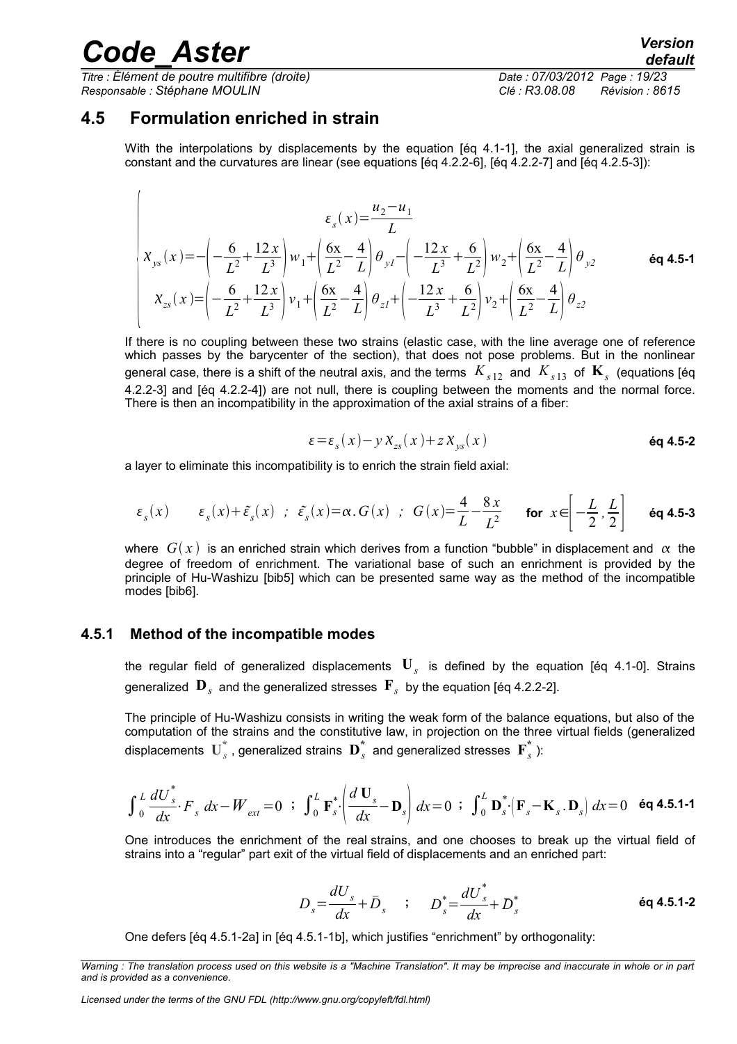## 4.5 Formulation enriched in strain

With the interpolations by displacements by the equation [éq 4.1-1], the axial generalized strain is constant and the curvatures are linear (see equations [éq 4.2.2-6], [éq 4.2.2-7] and [éq 4.2.5-3]):

$$
\begin{cases}
\varepsilon_s(x)=\dfrac{u_2-u_1}{L} \\
\chi_{ys}(x)=-\left(-\dfrac{6}{L^2}+\dfrac{12x}{L^3}\right)w_1+\left(\dfrac{6x}{L^2}-\dfrac{4}{L}\right)\theta_{y1}-\left(-\dfrac{12x}{L^3}+\dfrac{6}{L^2}\right)w_2+\left(\dfrac{6x}{L^2}-\dfrac{4}{L}\right)\theta_{y2} \\
\chi_{zs}(x)=\left(-\dfrac{6}{L^2}+\dfrac{12x}{L^3}\right)v_1+\left(\dfrac{6x}{L^2}-\dfrac{4}{L}\right)\theta_{z1}+\left(-\dfrac{12x}{L^3}+\dfrac{6}{L^2}\right)v_2+\left(\dfrac{6x}{L^2}-\dfrac{4}{L}\right)\theta_{z2}
\end{cases}
\qquad \textbf{éq 4.5-1}
$$

If there is no coupling between these two strains (elastic case, with the line average one of reference which passes by the barycenter of the section), that does not pose problems. But in the nonlinear general case, there is a shift of the neutral axis, and the terms $K_{s12}$ and $K_{s13}$ of $\mathbf{K}_s$ (equations [éq 4.2.2-3] and [éq 4.2.2-4]) are not null, there is coupling between the moments and the normal force. There is then an incompatibility in the approximation of the axial strains of a fiber:

$$
\varepsilon=\varepsilon_s(x)-y\,\chi_{zs}(x)+z\,\chi_{ys}(x) \qquad \textbf{éq 4.5-2}
$$

a layer to eliminate this incompatibility is to enrich the strain field axial:

$$
\varepsilon_s(x) \qquad \varepsilon_s(x)+\tilde{\varepsilon}_s(x)\ ;\ \tilde{\varepsilon}_s(x)=\alpha.G(x)\ ;\ G(x)=\frac{4}{L}-\frac{8x}{L^2} \quad \textbf{for } x\in\left[-\frac{L}{2},\frac{L}{2}\right] \qquad \textbf{éq 4.5-3}
$$

where $G(x)$ is an enriched strain which derives from a function "bubble" in displacement and $\alpha$ the degree of freedom of enrichment. The variational base of such an enrichment is provided by the principle of Hu-Washizu [bib5] which can be presented same way as the method of the incompatible modes [bib6].

### 4.5.1 Method of the incompatible modes

the regular field of generalized displacements $\mathbf{U}_s$ is defined by the equation [éq 4.1-0]. Strains generalized $\mathbf{D}_s$ and the generalized stresses $\mathbf{F}_s$ by the equation [éq 4.2.2-2].

The principle of Hu-Washizu consists in writing the weak form of the balance equations, but also of the computation of the strains and the constitutive law, in projection on the three virtual fields (generalized displacements $\mathbf{U}_s^*$, generalized strains $\mathbf{D}_s^*$ and generalized stresses $\mathbf{F}_s^*$):

$$
\int_0^L \frac{dU_s^*}{dx}\cdot F_s\,dx-W_{ext}=0\ ;\ \int_0^L \mathbf{F}_s^*\cdot\left(\frac{d\,\mathbf{U}_s}{dx}-\mathbf{D}_s\right)dx=0\ ;\ \int_0^L \mathbf{D}_s^*\cdot\left(\mathbf{F}_s-\mathbf{K}_s.\mathbf{D}_s\right)dx=0 \quad \textbf{éq 4.5.1-1}
$$

One introduces the enrichment of the real strains, and one chooses to break up the virtual field of strains into a "regular" part exit of the virtual field of displacements and an enriched part:

$$
D_s=\frac{dU_s}{dx}+\bar{D}_s \quad ; \quad D_s^*=\frac{dU_s^*}{dx}+\bar{D}_s^* \qquad \textbf{éq 4.5.1-2}
$$

One defers [éq 4.5.1-2a] in [éq 4.5.1-1b], which justifies "enrichment" by orthogonality: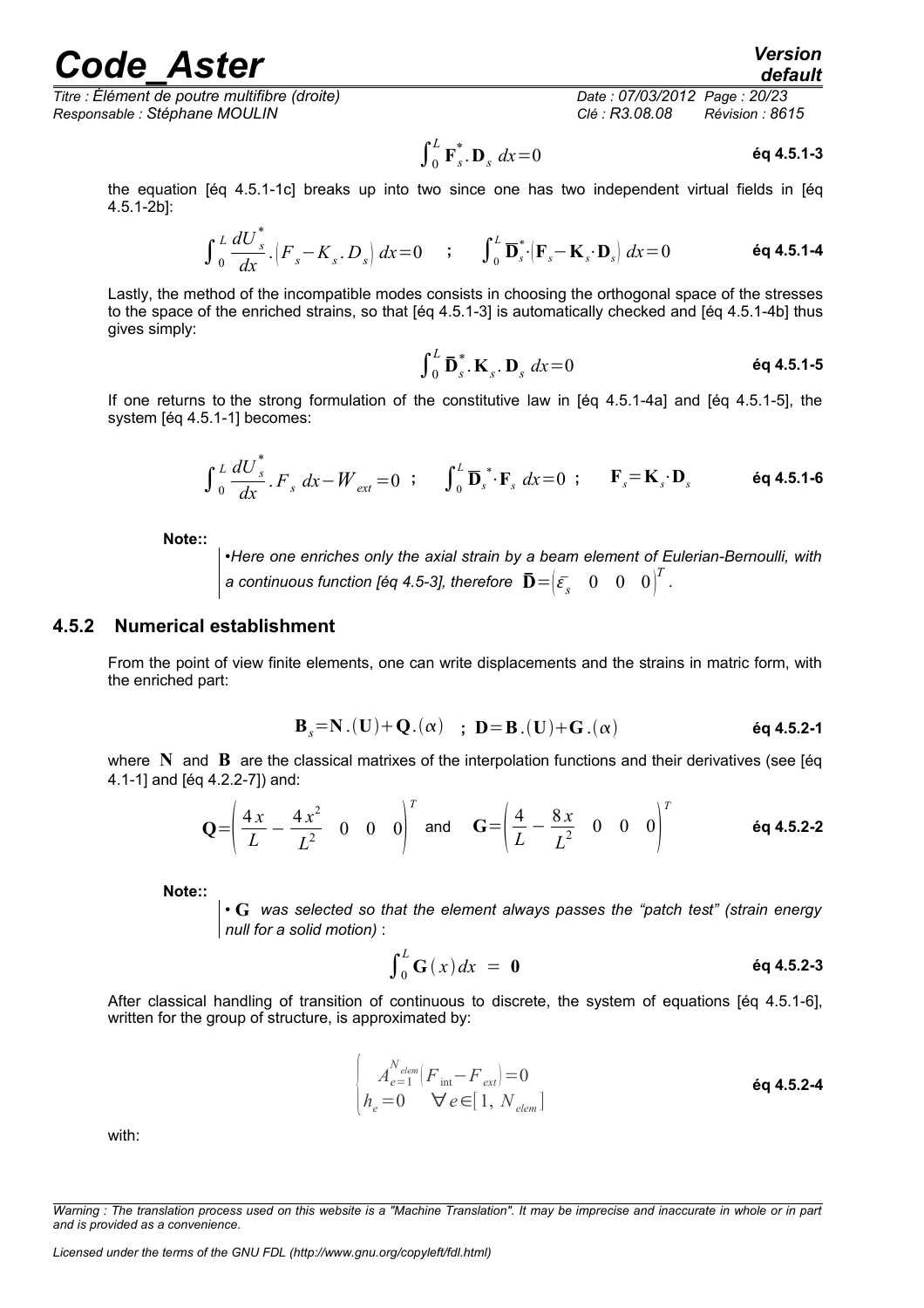$$\int_0^L \mathbf{F}_s^* . \mathbf{D}_s \; dx = 0 \qquad \textbf{éq 4.5.1-3}$$

the equation [éq 4.5.1-1c] breaks up into two since one has two independent virtual fields in [éq 4.5.1-2b]:

$$\int_0^L \frac{dU_s^*}{dx} . \left( F_s - K_s . D_s \right) dx = 0 \quad ; \quad \int_0^L \mathbf{\overline{D}}_s^* \cdot \left( \mathbf{F}_s - \mathbf{K}_s \cdot \mathbf{D}_s \right) dx = 0 \qquad \textbf{éq 4.5.1-4}$$

Lastly, the method of the incompatible modes consists in choosing the orthogonal space of the stresses to the space of the enriched strains, so that [éq 4.5.1-3] is automatically checked and [éq 4.5.1-4b] thus gives simply:

$$\int_0^L \mathbf{\overline{D}}_s^* . \mathbf{K}_s . \mathbf{D}_s \; dx = 0 \qquad \textbf{éq 4.5.1-5}$$

If one returns to the strong formulation of the constitutive law in [éq 4.5.1-4a] and [éq 4.5.1-5], the system [éq 4.5.1-1] becomes:

$$\int_0^L \frac{dU_s^*}{dx} . F_s \; dx - W_{ext} = 0 \quad ; \quad \int_0^L \mathbf{\overline{D}}_s^* \cdot \mathbf{F}_s \; dx = 0 \quad ; \quad \mathbf{F}_s = \mathbf{K}_s \cdot \mathbf{D}_s \qquad \textbf{éq 4.5.1-6}$$

**Note::**

*•Here one enriches only the axial strain by a beam element of Eulerian-Bernoulli, with a continuous function [éq 4.5-3], therefore* $\mathbf{\overline{D}} = \begin{pmatrix} \overline{\varepsilon}_s & 0 & 0 & 0 \end{pmatrix}^T$.

### 4.5.2 Numerical establishment

From the point of view finite elements, one can write displacements and the strains in matric form, with the enriched part:

$$\mathbf{B}_s = \mathbf{N} . (\mathbf{U}) + \mathbf{Q} . (\alpha) \quad ; \; \mathbf{D} = \mathbf{B} . (\mathbf{U}) + \mathbf{G} . (\alpha) \qquad \textbf{éq 4.5.2-1}$$

where $\mathbf{N}$ and $\mathbf{B}$ are the classical matrixes of the interpolation functions and their derivatives (see [éq 4.1-1] and [éq 4.2.2-7]) and:

$$\mathbf{Q} = \begin{pmatrix} \frac{4x}{L} - \frac{4x^2}{L^2} & 0 & 0 & 0 \end{pmatrix}^T \quad \text{and} \quad \mathbf{G} = \begin{pmatrix} \frac{4}{L} - \frac{8x}{L^2} & 0 & 0 & 0 \end{pmatrix}^T \qquad \textbf{éq 4.5.2-2}$$

**Note::**

• $\mathbf{G}$ *was selected so that the element always passes the "patch test" (strain energy null for a solid motion)* :

$$\int_0^L \mathbf{G}(x) dx \; = \; \mathbf{0} \qquad \textbf{éq 4.5.2-3}$$

After classical handling of transition of continuous to discrete, the system of equations [éq 4.5.1-6], written for the group of structure, is approximated by:

$$\begin{cases} A_{e=1}^{N_{elem}} \left( F_{\text{int}} - F_{ext} \right) = 0 \\ h_e = 0 \quad \forall \, e \in [1, \, N_{elem}] \end{cases} \qquad \textbf{éq 4.5.2-4}$$

with: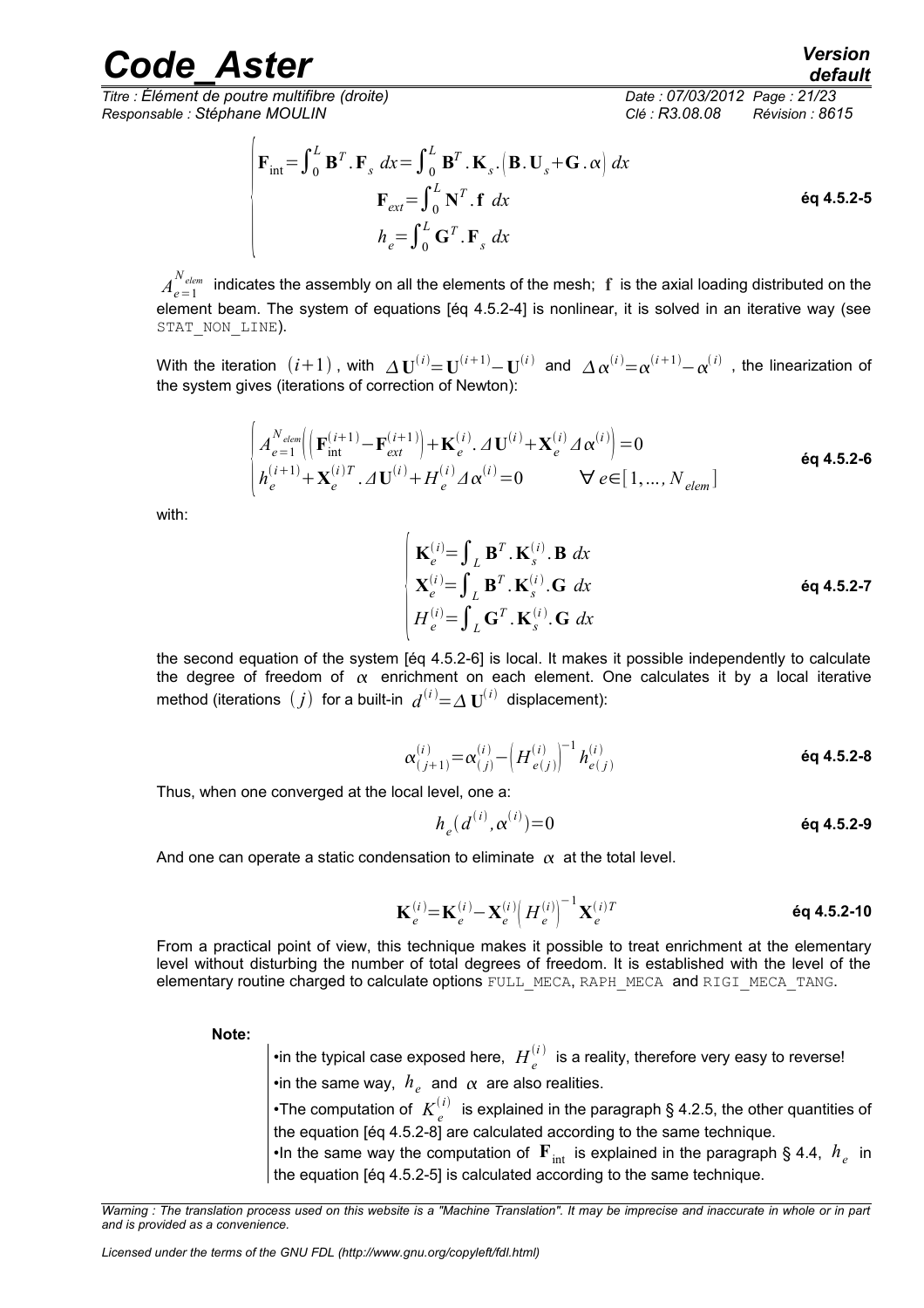$$
\begin{cases}
\mathbf{F}_{\text{int}} = \int_0^L \mathbf{B}^T . \mathbf{F}_s \; dx = \int_0^L \mathbf{B}^T . \mathbf{K}_s . \left( \mathbf{B} . \mathbf{U}_s + \mathbf{G} . \alpha \right) dx \\
\mathbf{F}_{ext} = \int_0^L \mathbf{N}^T . \mathbf{f} \; dx \\
h_e = \int_0^L \mathbf{G}^T . \mathbf{F}_s \; dx
\end{cases}
\qquad \textbf{éq 4.5.2-5}
$$

$A_{e=1}^{N_{elem}}$ indicates the assembly on all the elements of the mesh; $\mathbf{f}$ is the axial loading distributed on the element beam. The system of equations [éq 4.5.2-4] is nonlinear, it is solved in an iterative way (see `STAT_NON_LINE`).

With the iteration $(i+1)$, with $\Delta \mathbf{U}^{(i)} = \mathbf{U}^{(i+1)} - \mathbf{U}^{(i)}$ and $\Delta \alpha^{(i)} = \alpha^{(i+1)} - \alpha^{(i)}$, the linearization of the system gives (iterations of correction of Newton):

$$
\begin{cases}
A_{e=1}^{N_{elem}} \left( \left( \mathbf{F}_{\text{int}}^{(i+1)} - \mathbf{F}_{ext}^{(i+1)} \right) + \mathbf{K}_e^{(i)} . \Delta \mathbf{U}^{(i)} + \mathbf{X}_e^{(i)} \Delta \alpha^{(i)} \right) = 0 \\
h_e^{(i+1)} + \mathbf{X}_e^{(i)T} . \Delta \mathbf{U}^{(i)} + H_e^{(i)} \Delta \alpha^{(i)} = 0 \qquad \forall \, e \in [1, \ldots, N_{elem}]
\end{cases}
\qquad \textbf{éq 4.5.2-6}
$$

with:

$$
\begin{cases}
\mathbf{K}_e^{(i)} = \int_L \mathbf{B}^T . \mathbf{K}_s^{(i)} . \mathbf{B} \; dx \\
\mathbf{X}_e^{(i)} = \int_L \mathbf{B}^T . \mathbf{K}_s^{(i)} . \mathbf{G} \; dx \\
H_e^{(i)} = \int_L \mathbf{G}^T . \mathbf{K}_s^{(i)} . \mathbf{G} \; dx
\end{cases}
\qquad \textbf{éq 4.5.2-7}
$$

the second equation of the system [éq 4.5.2-6] is local. It makes it possible independently to calculate the degree of freedom of $\alpha$ enrichment on each element. One calculates it by a local iterative method (iterations $(j)$ for a built-in $d^{(i)} = \Delta \mathbf{U}^{(i)}$ displacement):

$$
\alpha_{(j+1)}^{(i)} = \alpha_{(j)}^{(i)} - \left( H_{e(j)}^{(i)} \right)^{-1} h_{e(j)}^{(i)} \qquad \textbf{éq 4.5.2-8}
$$

Thus, when one converged at the local level, one a:

$$
h_e(d^{(i)}, \alpha^{(i)}) = 0 \qquad \textbf{éq 4.5.2-9}
$$

And one can operate a static condensation to eliminate $\alpha$ at the total level.

$$
\mathbf{K}_e^{(i)} = \mathbf{K}_e^{(i)} - \mathbf{X}_e^{(i)} \left( H_e^{(i)} \right)^{-1} \mathbf{X}_e^{(i)T} \qquad \textbf{éq 4.5.2-10}
$$

From a practical point of view, this technique makes it possible to treat enrichment at the elementary level without disturbing the number of total degrees of freedom. It is established with the level of the elementary routine charged to calculate options `FULL_MECA`, `RAPH_MECA` and `RIGI_MECA_TANG`.

**Note:**

- in the typical case exposed here, $H_e^{(i)}$ is a reality, therefore very easy to reverse!
- in the same way, $h_e$ and $\alpha$ are also realities.
- The computation of $K_e^{(i)}$ is explained in the paragraph § 4.2.5, the other quantities of the equation [éq 4.5.2-8] are calculated according to the same technique.
- In the same way the computation of $\mathbf{F}_{\text{int}}$ is explained in the paragraph § 4.4, $h_e$ in the equation [éq 4.5.2-5] is calculated according to the same technique.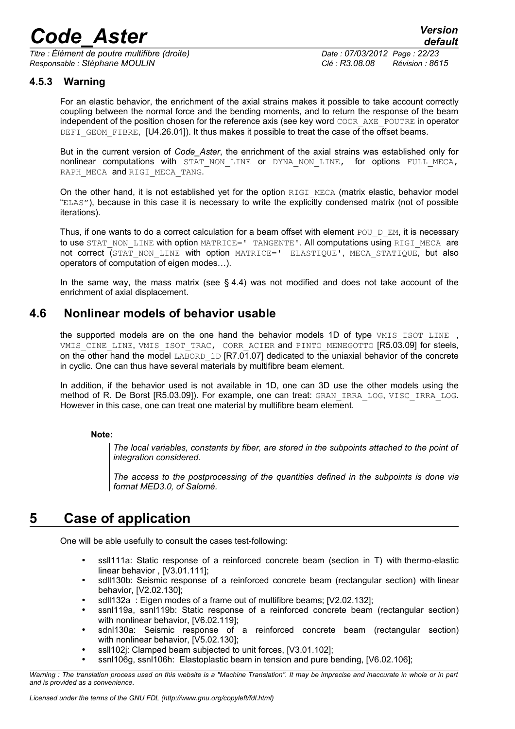### 4.5.3 Warning

For an elastic behavior, the enrichment of the axial strains makes it possible to take account correctly coupling between the normal force and the bending moments, and to return the response of the beam independent of the position chosen for the reference axis (see key word COOR_AXE_POUTRE in operator DEFI_GEOM_FIBRE, [U4.26.01]). It thus makes it possible to treat the case of the offset beams.

But in the current version of *Code_Aster*, the enrichment of the axial strains was established only for nonlinear computations with STAT_NON_LINE or DYNA_NON_LINE, for options FULL_MECA, RAPH_MECA and RIGI_MECA_TANG.

On the other hand, it is not established yet for the option RIGI_MECA (matrix elastic, behavior model "ELAS"), because in this case it is necessary to write the explicitly condensed matrix (not of possible iterations).

Thus, if one wants to do a correct calculation for a beam offset with element POU_D_EM, it is necessary to use STAT_NON_LINE with option MATRICE=' TANGENTE'. All computations using RIGI_MECA are not correct (STAT_NON_LINE with option MATRICE=' ELASTIQUE', MECA_STATIQUE, but also operators of computation of eigen modes…).

In the same way, the mass matrix (see § 4.4) was not modified and does not take account of the enrichment of axial displacement.

## 4.6 Nonlinear models of behavior usable

the supported models are on the one hand the behavior models 1D of type VMIS_ISOT_LINE , VMIS_CINE_LINE, VMIS_ISOT_TRAC, CORR_ACIER and PINTO_MENEGOTTO [R5.03.09] for steels, on the other hand the model LABORD_1D [R7.01.07] dedicated to the uniaxial behavior of the concrete in cyclic. One can thus have several materials by multifibre beam element.

In addition, if the behavior used is not available in 1D, one can 3D use the other models using the method of R. De Borst [R5.03.09]). For example, one can treat: GRAN_IRRA_LOG, VISC_IRRA_LOG. However in this case, one can treat one material by multifibre beam element.

**Note:**

> *The local variables, constants by fiber, are stored in the subpoints attached to the point of integration considered.*
>
> *The access to the postprocessing of the quantities defined in the subpoints is done via format MED3.0, of Salomé.*

# 5 Case of application

One will be able usefully to consult the cases test-following:

- ssll111a: Static response of a reinforced concrete beam (section in T) with thermo-elastic linear behavior , [V3.01.111];
- sdll130b: Seismic response of a reinforced concrete beam (rectangular section) with linear behavior, [V2.02.130];
- sdll132a : Eigen modes of a frame out of multifibre beams; [V2.02.132];
- ssnl119a, ssnl119b: Static response of a reinforced concrete beam (rectangular section) with nonlinear behavior, [V6.02.119];
- sdnl130a: Seismic response of a reinforced concrete beam (rectangular section) with nonlinear behavior, [V5.02.130];
- ssll102j: Clamped beam subjected to unit forces, [V3.01.102];
- ssnl106g, ssnl106h: Elastoplastic beam in tension and pure bending, [V6.02.106];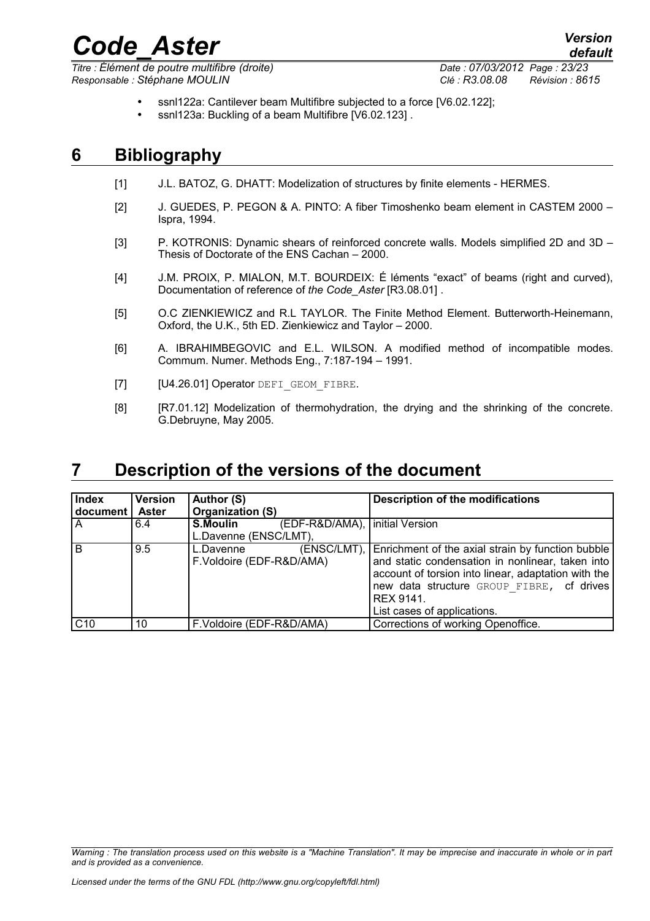- ssnl122a: Cantilever beam Multifibre subjected to a force [V6.02.122];
- ssnl123a: Buckling of a beam Multifibre [V6.02.123] .

# 6 Bibliography

[1] J.L. BATOZ, G. DHATT: Modelization of structures by finite elements - HERMES.

[2] J. GUEDES, P. PEGON & A. PINTO: A fiber Timoshenko beam element in CASTEM 2000 – Ispra, 1994.

[3] P. KOTRONIS: Dynamic shears of reinforced concrete walls. Models simplified 2D and 3D – Thesis of Doctorate of the ENS Cachan – 2000.

[4] J.M. PROIX, P. MIALON, M.T. BOURDEIX: É léments "exact" of beams (right and curved), Documentation of reference of *the Code_Aster* [R3.08.01] .

[5] O.C ZIENKIEWICZ and R.L TAYLOR. The Finite Method Element. Butterworth-Heinemann, Oxford, the U.K., 5th ED. Zienkiewicz and Taylor – 2000.

[6] A. IBRAHIMBEGOVIC and E.L. WILSON. A modified method of incompatible modes. Commum. Numer. Methods Eng., 7:187-194 – 1991.

[7] [U4.26.01] Operator DEFI_GEOM_FIBRE.

[8] [R7.01.12] Modelization of thermohydration, the drying and the shrinking of the concrete. G.Debruyne, May 2005.

# 7 Description of the versions of the document

| Index document | Version Aster | Author (S) Organization (S) | Description of the modifications |
|---|---|---|---|
| A | 6.4 | **S.Moulin** (EDF-R&D/AMA), L.Davenne (ENSC/LMT), | initial Version |
| B | 9.5 | L.Davenne (ENSC/LMT), F.Voldoire (EDF-R&D/AMA) | Enrichment of the axial strain by function bubble and static condensation in nonlinear, taken into account of torsion into linear, adaptation with the new data structure GROUP_FIBRE, cf drives REX 9141. List cases of applications. |
| C10 | 10 | F.Voldoire (EDF-R&D/AMA) | Corrections of working Openoffice. |